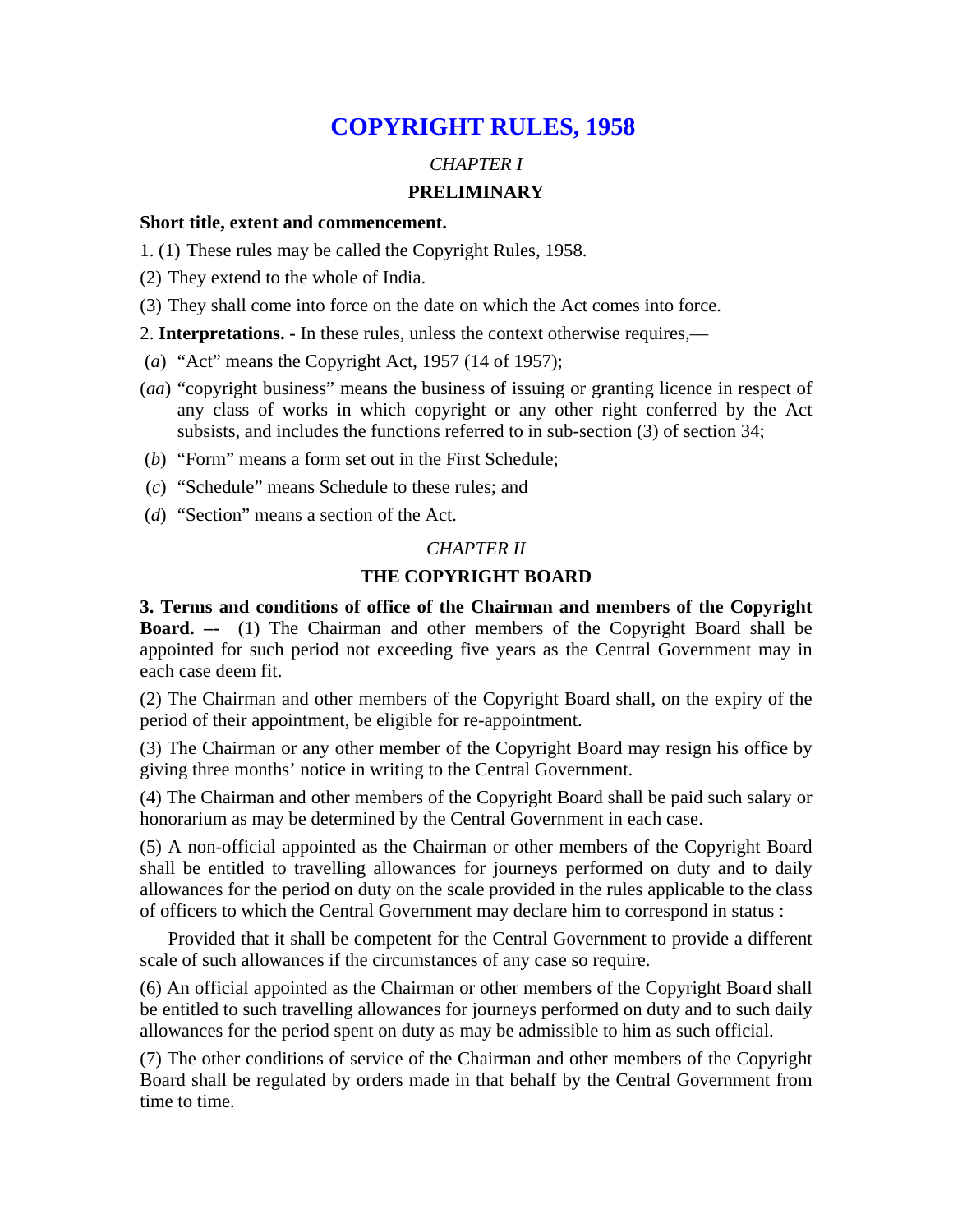# COPYRIGHT RULES, 1958

*CHAPTER I*

## PRELIMINARY

**Short title, extent and commencement.**

1. (1) These rules may be called the Copyright Rules, 1958.

(2) They extend to the whole of India.

(3) They shall come into force on the date on which the Act comes into force.

2. **Interpretations. -** In these rules, unless the context otherwise requires,—

(*a*) "Act" means the Copyright Act, 1957 (14 of 1957);

(*aa*) "copyright business" means the business of issuing or granting licence in respect of any class of works in which copyright or any other right conferred by the Act subsists, and includes the functions referred to in sub-section (3) of section 34;

(*b*) "Form" means a form set out in the First Schedule;

(*c*) "Schedule" means Schedule to these rules; and

(*d*) "Section" means a section of the Act.

*CHAPTER II*

## THE COPYRIGHT BOARD

**3. Terms and conditions of office of the Chairman and members of the Copyright Board. –-** (1) The Chairman and other members of the Copyright Board shall be appointed for such period not exceeding five years as the Central Government may in each case deem fit.

(2) The Chairman and other members of the Copyright Board shall, on the expiry of the period of their appointment, be eligible for re-appointment.

(3) The Chairman or any other member of the Copyright Board may resign his office by giving three months' notice in writing to the Central Government.

(4) The Chairman and other members of the Copyright Board shall be paid such salary or honorarium as may be determined by the Central Government in each case.

(5) A non-official appointed as the Chairman or other members of the Copyright Board shall be entitled to travelling allowances for journeys performed on duty and to daily allowances for the period on duty on the scale provided in the rules applicable to the class of officers to which the Central Government may declare him to correspond in status :

Provided that it shall be competent for the Central Government to provide a different scale of such allowances if the circumstances of any case so require.

(6) An official appointed as the Chairman or other members of the Copyright Board shall be entitled to such travelling allowances for journeys performed on duty and to such daily allowances for the period spent on duty as may be admissible to him as such official.

(7) The other conditions of service of the Chairman and other members of the Copyright Board shall be regulated by orders made in that behalf by the Central Government from time to time.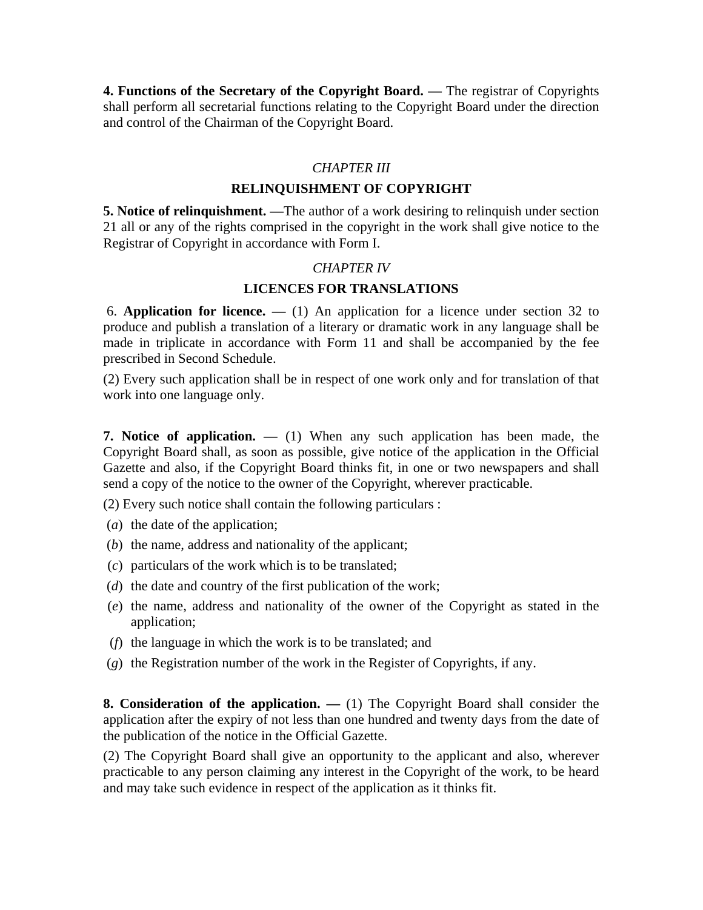**4. Functions of the Secretary of the Copyright Board. —** The registrar of Copyrights shall perform all secretarial functions relating to the Copyright Board under the direction and control of the Chairman of the Copyright Board.

*CHAPTER III*

## RELINQUISHMENT OF COPYRIGHT

**5. Notice of relinquishment. —**The author of a work desiring to relinquish under section 21 all or any of the rights comprised in the copyright in the work shall give notice to the Registrar of Copyright in accordance with Form I.

*CHAPTER IV*

## LICENCES FOR TRANSLATIONS

6. **Application for licence. —** (1) An application for a licence under section 32 to produce and publish a translation of a literary or dramatic work in any language shall be made in triplicate in accordance with Form 11 and shall be accompanied by the fee prescribed in Second Schedule.

(2) Every such application shall be in respect of one work only and for translation of that work into one language only.

**7. Notice of application. —** (1) When any such application has been made, the Copyright Board shall, as soon as possible, give notice of the application in the Official Gazette and also, if the Copyright Board thinks fit, in one or two newspapers and shall send a copy of the notice to the owner of the Copyright, wherever practicable.

(2) Every such notice shall contain the following particulars :

(*a*) the date of the application;

(*b*) the name, address and nationality of the applicant;

(*c*) particulars of the work which is to be translated;

(*d*) the date and country of the first publication of the work;

(*e*) the name, address and nationality of the owner of the Copyright as stated in the application;

(*f*) the language in which the work is to be translated; and

(*g*) the Registration number of the work in the Register of Copyrights, if any.

**8. Consideration of the application. —** (1) The Copyright Board shall consider the application after the expiry of not less than one hundred and twenty days from the date of the publication of the notice in the Official Gazette.

(2) The Copyright Board shall give an opportunity to the applicant and also, wherever practicable to any person claiming any interest in the Copyright of the work, to be heard and may take such evidence in respect of the application as it thinks fit.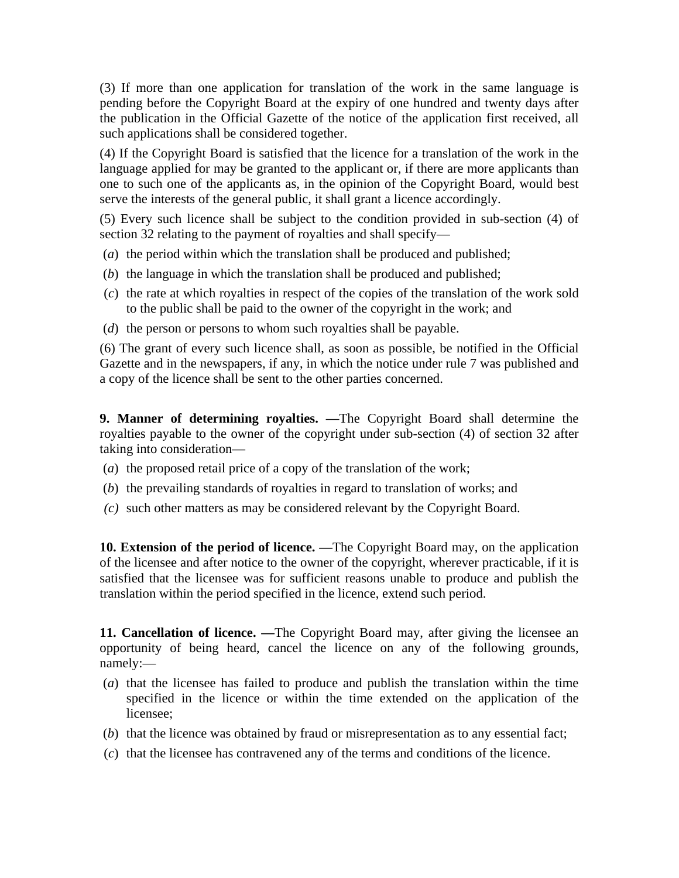(3) If more than one application for translation of the work in the same language is pending before the Copyright Board at the expiry of one hundred and twenty days after the publication in the Official Gazette of the notice of the application first received, all such applications shall be considered together.

(4) If the Copyright Board is satisfied that the licence for a translation of the work in the language applied for may be granted to the applicant or, if there are more applicants than one to such one of the applicants as, in the opinion of the Copyright Board, would best serve the interests of the general public, it shall grant a licence accordingly.

(5) Every such licence shall be subject to the condition provided in sub-section (4) of section 32 relating to the payment of royalties and shall specify—

(*a*) the period within which the translation shall be produced and published;

(*b*) the language in which the translation shall be produced and published;

(*c*) the rate at which royalties in respect of the copies of the translation of the work sold to the public shall be paid to the owner of the copyright in the work; and

(*d*) the person or persons to whom such royalties shall be payable.

(6) The grant of every such licence shall, as soon as possible, be notified in the Official Gazette and in the newspapers, if any, in which the notice under rule 7 was published and a copy of the licence shall be sent to the other parties concerned.

**9. Manner of determining royalties. —**The Copyright Board shall determine the royalties payable to the owner of the copyright under sub-section (4) of section 32 after taking into consideration—

(*a*) the proposed retail price of a copy of the translation of the work;

(*b*) the prevailing standards of royalties in regard to translation of works; and

*(c)* such other matters as may be considered relevant by the Copyright Board.

**10. Extension of the period of licence. —**The Copyright Board may, on the application of the licensee and after notice to the owner of the copyright, wherever practicable, if it is satisfied that the licensee was for sufficient reasons unable to produce and publish the translation within the period specified in the licence, extend such period.

**11. Cancellation of licence. —**The Copyright Board may, after giving the licensee an opportunity of being heard, cancel the licence on any of the following grounds, namely:—

(*a*) that the licensee has failed to produce and publish the translation within the time specified in the licence or within the time extended on the application of the licensee;

(*b*) that the licence was obtained by fraud or misrepresentation as to any essential fact;

(*c*) that the licensee has contravened any of the terms and conditions of the licence.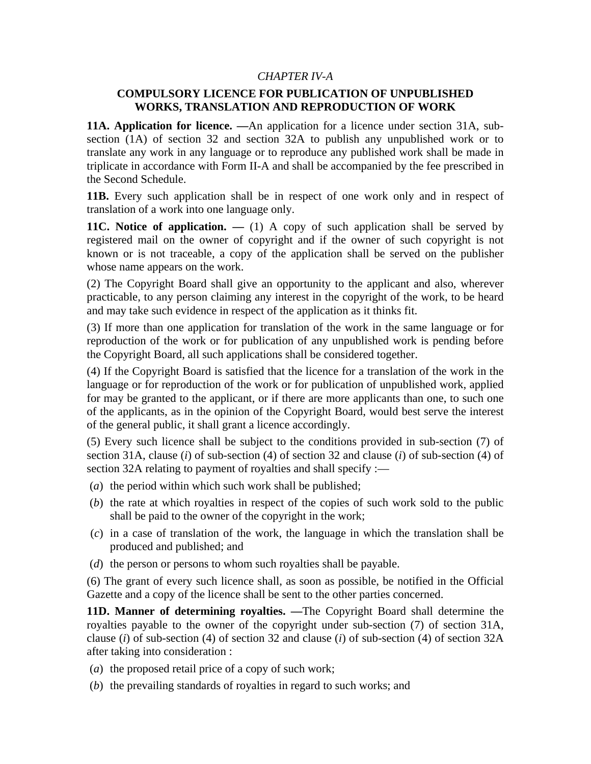*CHAPTER IV-A*

## COMPULSORY LICENCE FOR PUBLICATION OF UNPUBLISHED WORKS, TRANSLATION AND REPRODUCTION OF WORK

**11A. Application for licence. —**An application for a licence under section 31A, sub-section (1A) of section 32 and section 32A to publish any unpublished work or to translate any work in any language or to reproduce any published work shall be made in triplicate in accordance with Form II-A and shall be accompanied by the fee prescribed in the Second Schedule.

**11B.** Every such application shall be in respect of one work only and in respect of translation of a work into one language only.

**11C. Notice of application. —** (1) A copy of such application shall be served by registered mail on the owner of copyright and if the owner of such copyright is not known or is not traceable, a copy of the application shall be served on the publisher whose name appears on the work.

(2) The Copyright Board shall give an opportunity to the applicant and also, wherever practicable, to any person claiming any interest in the copyright of the work, to be heard and may take such evidence in respect of the application as it thinks fit.

(3) If more than one application for translation of the work in the same language or for reproduction of the work or for publication of any unpublished work is pending before the Copyright Board, all such applications shall be considered together.

(4) If the Copyright Board is satisfied that the licence for a translation of the work in the language or for reproduction of the work or for publication of unpublished work, applied for may be granted to the applicant, or if there are more applicants than one, to such one of the applicants, as in the opinion of the Copyright Board, would best serve the interest of the general public, it shall grant a licence accordingly.

(5) Every such licence shall be subject to the conditions provided in sub-section (7) of section 31A, clause (*i*) of sub-section (4) of section 32 and clause (*i*) of sub-section (4) of section 32A relating to payment of royalties and shall specify :—

(*a*) the period within which such work shall be published;

(*b*) the rate at which royalties in respect of the copies of such work sold to the public shall be paid to the owner of the copyright in the work;

(*c*) in a case of translation of the work, the language in which the translation shall be produced and published; and

(*d*) the person or persons to whom such royalties shall be payable.

(6) The grant of every such licence shall, as soon as possible, be notified in the Official Gazette and a copy of the licence shall be sent to the other parties concerned.

**11D. Manner of determining royalties. —**The Copyright Board shall determine the royalties payable to the owner of the copyright under sub-section (7) of section 31A, clause (*i*) of sub-section (4) of section 32 and clause (*i*) of sub-section (4) of section 32A after taking into consideration :

(*a*) the proposed retail price of a copy of such work;

(*b*) the prevailing standards of royalties in regard to such works; and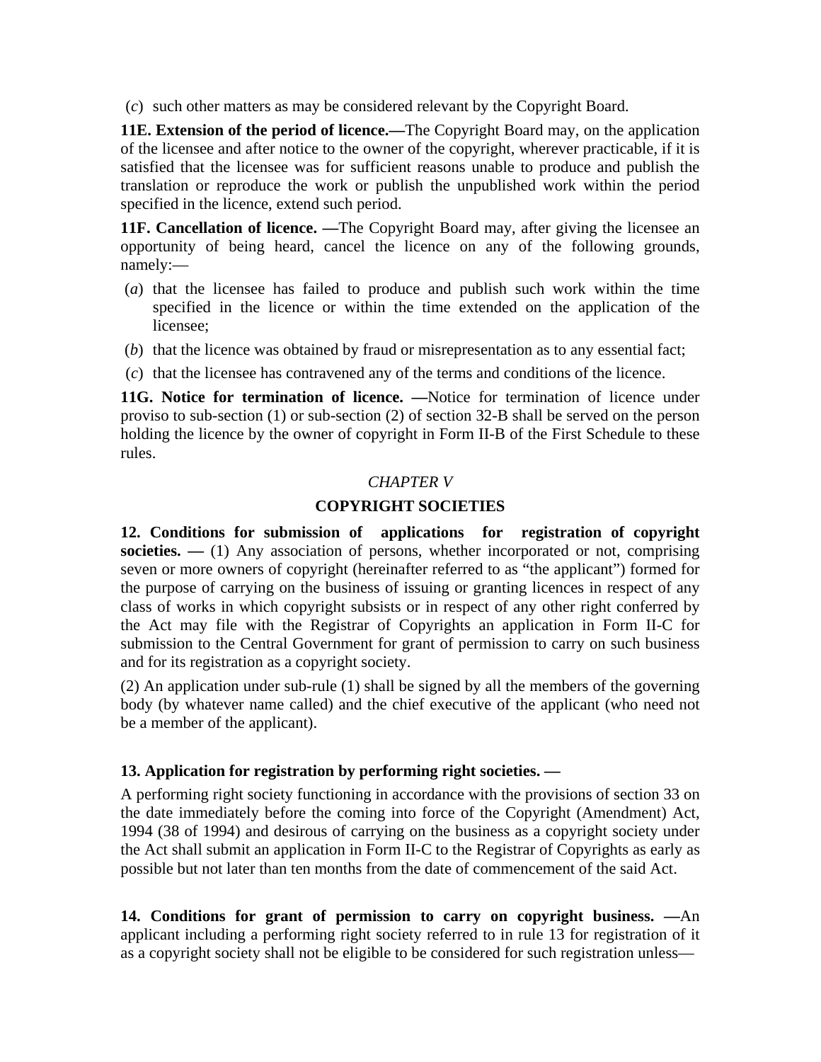(*c*) such other matters as may be considered relevant by the Copyright Board.

**11E. Extension of the period of licence.—**The Copyright Board may, on the application of the licensee and after notice to the owner of the copyright, wherever practicable, if it is satisfied that the licensee was for sufficient reasons unable to produce and publish the translation or reproduce the work or publish the unpublished work within the period specified in the licence, extend such period.

**11F. Cancellation of licence. —**The Copyright Board may, after giving the licensee an opportunity of being heard, cancel the licence on any of the following grounds, namely:—

(*a*) that the licensee has failed to produce and publish such work within the time specified in the licence or within the time extended on the application of the licensee;

(*b*) that the licence was obtained by fraud or misrepresentation as to any essential fact;

(*c*) that the licensee has contravened any of the terms and conditions of the licence.

**11G. Notice for termination of licence. —**Notice for termination of licence under proviso to sub-section (1) or sub-section (2) of section 32-B shall be served on the person holding the licence by the owner of copyright in Form II-B of the First Schedule to these rules.

## *CHAPTER V*

## COPYRIGHT SOCIETIES

**12. Conditions for submission of applications for registration of copyright societies. —** (1) Any association of persons, whether incorporated or not, comprising seven or more owners of copyright (hereinafter referred to as "the applicant") formed for the purpose of carrying on the business of issuing or granting licences in respect of any class of works in which copyright subsists or in respect of any other right conferred by the Act may file with the Registrar of Copyrights an application in Form II-C for submission to the Central Government for grant of permission to carry on such business and for its registration as a copyright society.

(2) An application under sub-rule (1) shall be signed by all the members of the governing body (by whatever name called) and the chief executive of the applicant (who need not be a member of the applicant).

**13. Application for registration by performing right societies. —**

A performing right society functioning in accordance with the provisions of section 33 on the date immediately before the coming into force of the Copyright (Amendment) Act, 1994 (38 of 1994) and desirous of carrying on the business as a copyright society under the Act shall submit an application in Form II-C to the Registrar of Copyrights as early as possible but not later than ten months from the date of commencement of the said Act.

**14. Conditions for grant of permission to carry on copyright business. —**An applicant including a performing right society referred to in rule 13 for registration of it as a copyright society shall not be eligible to be considered for such registration unless—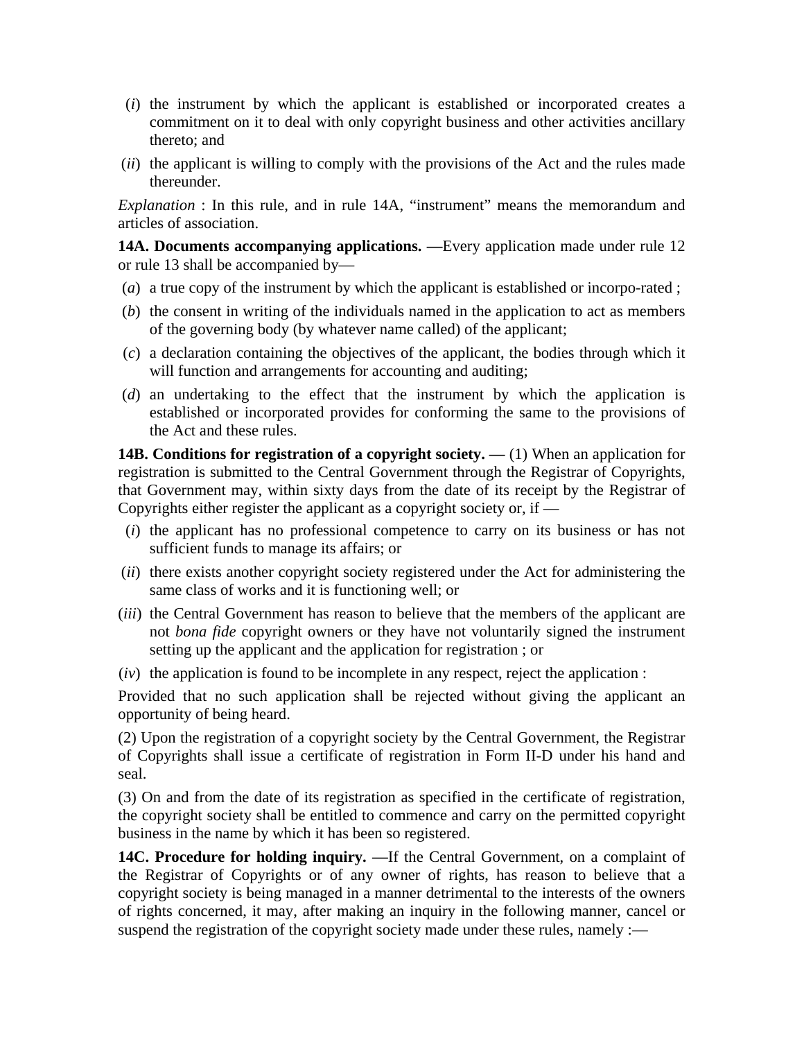(*i*) the instrument by which the applicant is established or incorporated creates a commitment on it to deal with only copyright business and other activities ancillary thereto; and

(*ii*) the applicant is willing to comply with the provisions of the Act and the rules made thereunder.

*Explanation* : In this rule, and in rule 14A, "instrument" means the memorandum and articles of association.

**14A. Documents accompanying applications. —**Every application made under rule 12 or rule 13 shall be accompanied by—

(*a*) a true copy of the instrument by which the applicant is established or incorpo-rated ;

(*b*) the consent in writing of the individuals named in the application to act as members of the governing body (by whatever name called) of the applicant;

(*c*) a declaration containing the objectives of the applicant, the bodies through which it will function and arrangements for accounting and auditing;

(*d*) an undertaking to the effect that the instrument by which the application is established or incorporated provides for conforming the same to the provisions of the Act and these rules.

**14B. Conditions for registration of a copyright society. —** (1) When an application for registration is submitted to the Central Government through the Registrar of Copyrights, that Government may, within sixty days from the date of its receipt by the Registrar of Copyrights either register the applicant as a copyright society or, if —

(*i*) the applicant has no professional competence to carry on its business or has not sufficient funds to manage its affairs; or

(*ii*) there exists another copyright society registered under the Act for administering the same class of works and it is functioning well; or

(*iii*) the Central Government has reason to believe that the members of the applicant are not *bona fide* copyright owners or they have not voluntarily signed the instrument setting up the applicant and the application for registration ; or

(*iv*) the application is found to be incomplete in any respect, reject the application :

Provided that no such application shall be rejected without giving the applicant an opportunity of being heard.

(2) Upon the registration of a copyright society by the Central Government, the Registrar of Copyrights shall issue a certificate of registration in Form II-D under his hand and seal.

(3) On and from the date of its registration as specified in the certificate of registration, the copyright society shall be entitled to commence and carry on the permitted copyright business in the name by which it has been so registered.

**14C. Procedure for holding inquiry. —**If the Central Government, on a complaint of the Registrar of Copyrights or of any owner of rights, has reason to believe that a copyright society is being managed in a manner detrimental to the interests of the owners of rights concerned, it may, after making an inquiry in the following manner, cancel or suspend the registration of the copyright society made under these rules, namely :—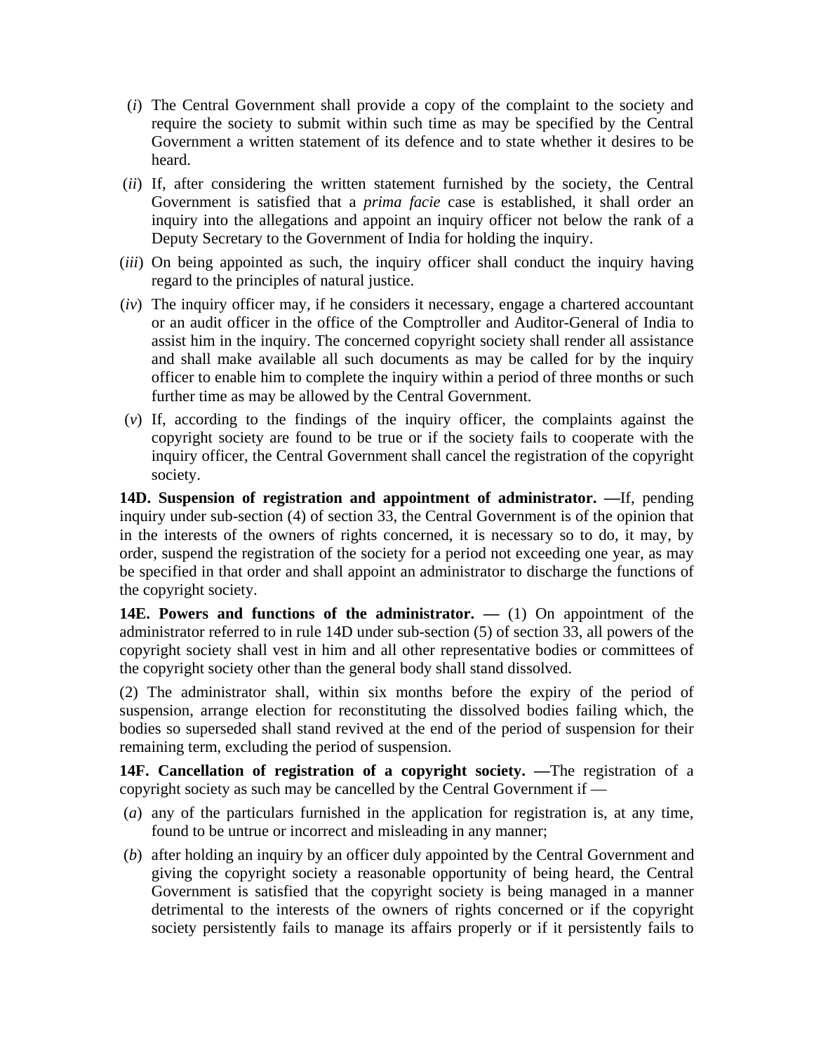(*i*) The Central Government shall provide a copy of the complaint to the society and require the society to submit within such time as may be specified by the Central Government a written statement of its defence and to state whether it desires to be heard.

(*ii*) If, after considering the written statement furnished by the society, the Central Government is satisfied that a *prima facie* case is established, it shall order an inquiry into the allegations and appoint an inquiry officer not below the rank of a Deputy Secretary to the Government of India for holding the inquiry.

(*iii*) On being appointed as such, the inquiry officer shall conduct the inquiry having regard to the principles of natural justice.

(*iv*) The inquiry officer may, if he considers it necessary, engage a chartered accountant or an audit officer in the office of the Comptroller and Auditor-General of India to assist him in the inquiry. The concerned copyright society shall render all assistance and shall make available all such documents as may be called for by the inquiry officer to enable him to complete the inquiry within a period of three months or such further time as may be allowed by the Central Government.

(*v*) If, according to the findings of the inquiry officer, the complaints against the copyright society are found to be true or if the society fails to cooperate with the inquiry officer, the Central Government shall cancel the registration of the copyright society.

**14D. Suspension of registration and appointment of administrator. —**If, pending inquiry under sub-section (4) of section 33, the Central Government is of the opinion that in the interests of the owners of rights concerned, it is necessary so to do, it may, by order, suspend the registration of the society for a period not exceeding one year, as may be specified in that order and shall appoint an administrator to discharge the functions of the copyright society.

**14E. Powers and functions of the administrator. —** (1) On appointment of the administrator referred to in rule 14D under sub-section (5) of section 33, all powers of the copyright society shall vest in him and all other representative bodies or committees of the copyright society other than the general body shall stand dissolved.

(2) The administrator shall, within six months before the expiry of the period of suspension, arrange election for reconstituting the dissolved bodies failing which, the bodies so superseded shall stand revived at the end of the period of suspension for their remaining term, excluding the period of suspension.

**14F. Cancellation of registration of a copyright society. —**The registration of a copyright society as such may be cancelled by the Central Government if —

(*a*) any of the particulars furnished in the application for registration is, at any time, found to be untrue or incorrect and misleading in any manner;

(*b*) after holding an inquiry by an officer duly appointed by the Central Government and giving the copyright society a reasonable opportunity of being heard, the Central Government is satisfied that the copyright society is being managed in a manner detrimental to the interests of the owners of rights concerned or if the copyright society persistently fails to manage its affairs properly or if it persistently fails to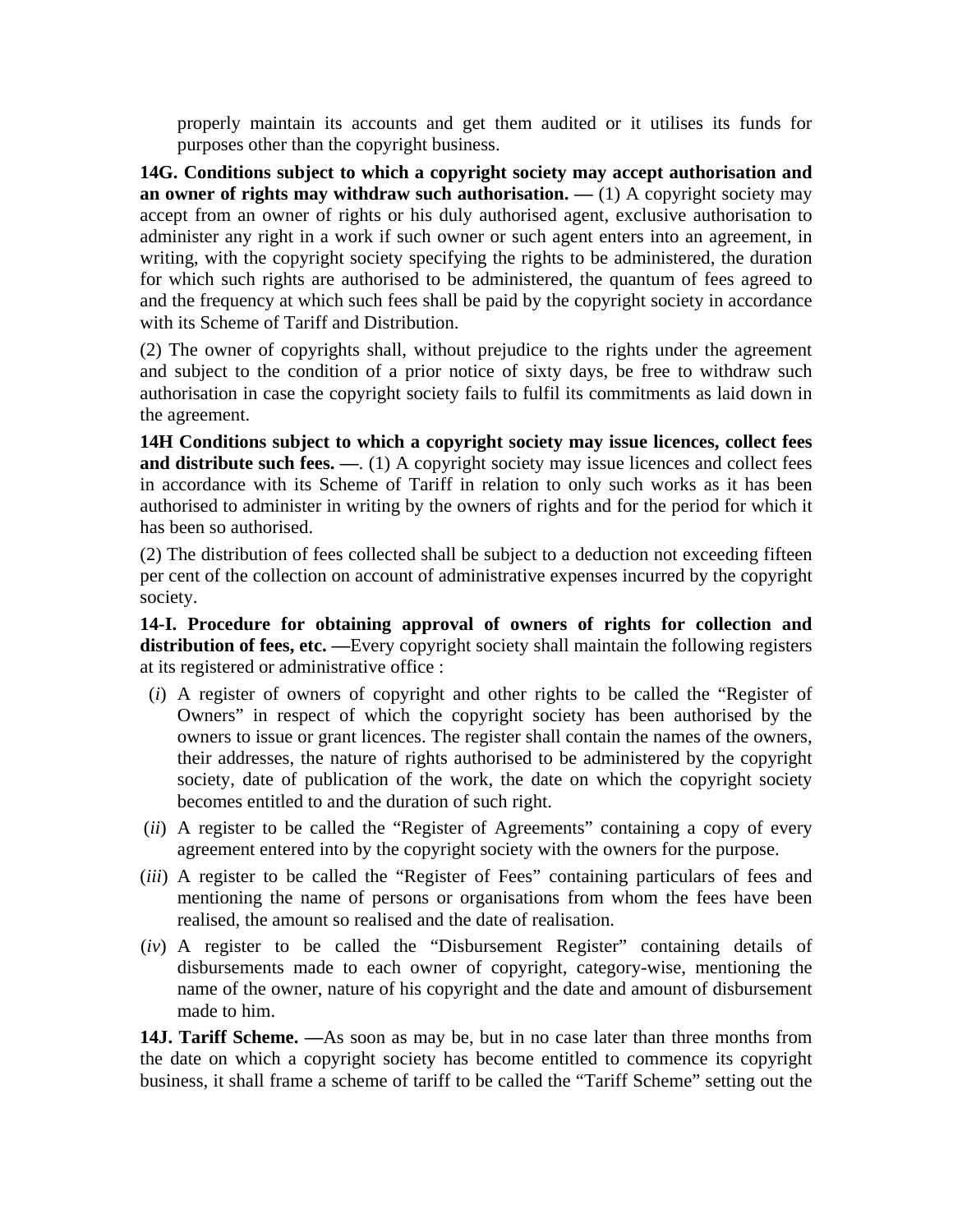properly maintain its accounts and get them audited or it utilises its funds for purposes other than the copyright business.

**14G. Conditions subject to which a copyright society may accept authorisation and an owner of rights may withdraw such authorisation. —** (1) A copyright society may accept from an owner of rights or his duly authorised agent, exclusive authorisation to administer any right in a work if such owner or such agent enters into an agreement, in writing, with the copyright society specifying the rights to be administered, the duration for which such rights are authorised to be administered, the quantum of fees agreed to and the frequency at which such fees shall be paid by the copyright society in accordance with its Scheme of Tariff and Distribution.

(2) The owner of copyrights shall, without prejudice to the rights under the agreement and subject to the condition of a prior notice of sixty days, be free to withdraw such authorisation in case the copyright society fails to fulfil its commitments as laid down in the agreement.

**14H Conditions subject to which a copyright society may issue licences, collect fees and distribute such fees. —**. (1) A copyright society may issue licences and collect fees in accordance with its Scheme of Tariff in relation to only such works as it has been authorised to administer in writing by the owners of rights and for the period for which it has been so authorised.

(2) The distribution of fees collected shall be subject to a deduction not exceeding fifteen per cent of the collection on account of administrative expenses incurred by the copyright society.

**14-I. Procedure for obtaining approval of owners of rights for collection and distribution of fees, etc. —**Every copyright society shall maintain the following registers at its registered or administrative office :

(*i*) A register of owners of copyright and other rights to be called the "Register of Owners" in respect of which the copyright society has been authorised by the owners to issue or grant licences. The register shall contain the names of the owners, their addresses, the nature of rights authorised to be administered by the copyright society, date of publication of the work, the date on which the copyright society becomes entitled to and the duration of such right.

(*ii*) A register to be called the "Register of Agreements" containing a copy of every agreement entered into by the copyright society with the owners for the purpose.

(*iii*) A register to be called the "Register of Fees" containing particulars of fees and mentioning the name of persons or organisations from whom the fees have been realised, the amount so realised and the date of realisation.

(*iv*) A register to be called the "Disbursement Register" containing details of disbursements made to each owner of copyright, category-wise, mentioning the name of the owner, nature of his copyright and the date and amount of disbursement made to him.

**14J. Tariff Scheme. —**As soon as may be, but in no case later than three months from the date on which a copyright society has become entitled to commence its copyright business, it shall frame a scheme of tariff to be called the "Tariff Scheme" setting out the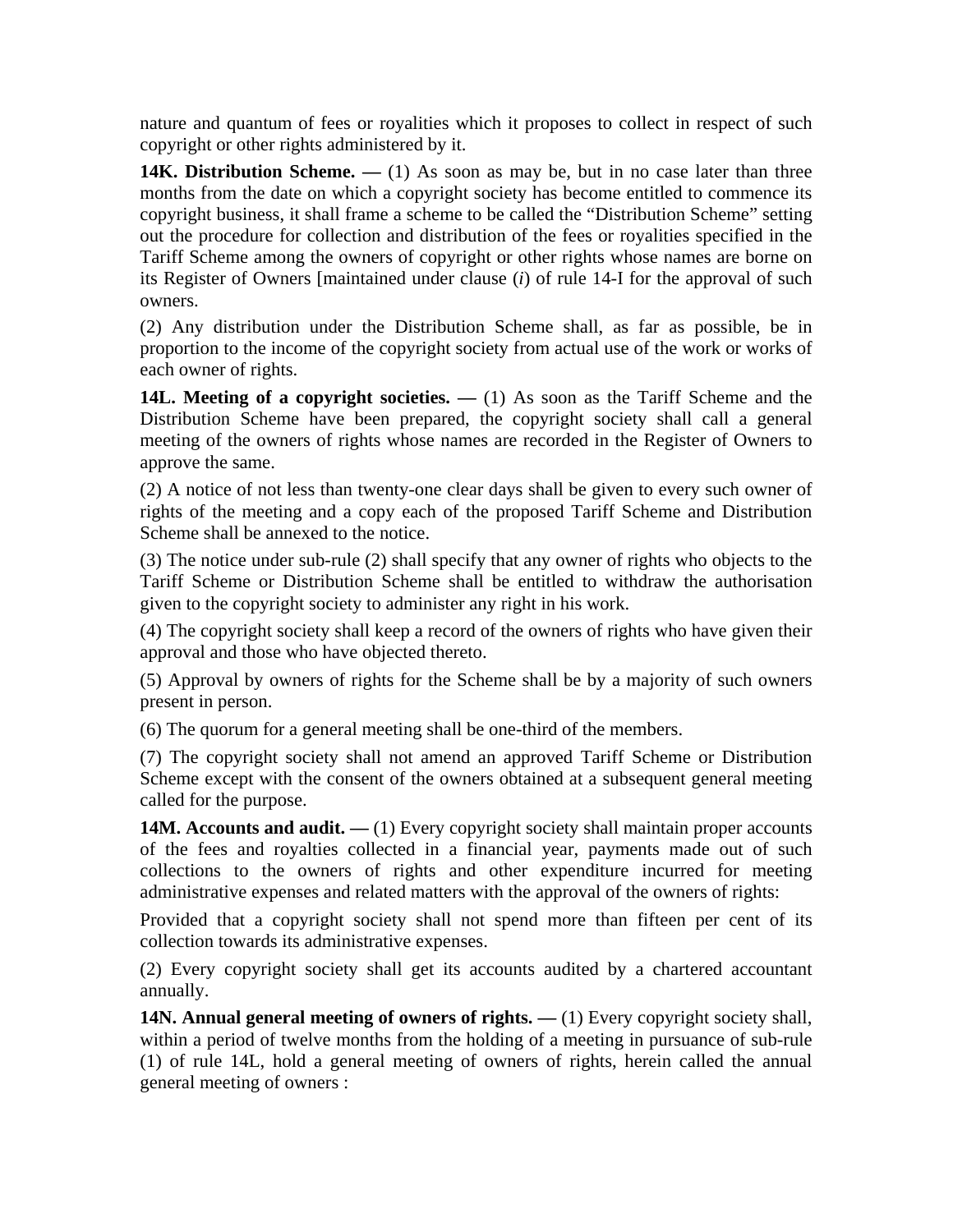nature and quantum of fees or royalities which it proposes to collect in respect of such copyright or other rights administered by it.

**14K. Distribution Scheme. —** (1) As soon as may be, but in no case later than three months from the date on which a copyright society has become entitled to commence its copyright business, it shall frame a scheme to be called the "Distribution Scheme" setting out the procedure for collection and distribution of the fees or royalities specified in the Tariff Scheme among the owners of copyright or other rights whose names are borne on its Register of Owners [maintained under clause (*i*) of rule 14-I for the approval of such owners.

(2) Any distribution under the Distribution Scheme shall, as far as possible, be in proportion to the income of the copyright society from actual use of the work or works of each owner of rights.

**14L. Meeting of a copyright societies. —** (1) As soon as the Tariff Scheme and the Distribution Scheme have been prepared, the copyright society shall call a general meeting of the owners of rights whose names are recorded in the Register of Owners to approve the same.

(2) A notice of not less than twenty-one clear days shall be given to every such owner of rights of the meeting and a copy each of the proposed Tariff Scheme and Distribution Scheme shall be annexed to the notice.

(3) The notice under sub-rule (2) shall specify that any owner of rights who objects to the Tariff Scheme or Distribution Scheme shall be entitled to withdraw the authorisation given to the copyright society to administer any right in his work.

(4) The copyright society shall keep a record of the owners of rights who have given their approval and those who have objected thereto.

(5) Approval by owners of rights for the Scheme shall be by a majority of such owners present in person.

(6) The quorum for a general meeting shall be one-third of the members.

(7) The copyright society shall not amend an approved Tariff Scheme or Distribution Scheme except with the consent of the owners obtained at a subsequent general meeting called for the purpose.

**14M. Accounts and audit. —** (1) Every copyright society shall maintain proper accounts of the fees and royalties collected in a financial year, payments made out of such collections to the owners of rights and other expenditure incurred for meeting administrative expenses and related matters with the approval of the owners of rights:

Provided that a copyright society shall not spend more than fifteen per cent of its collection towards its administrative expenses.

(2) Every copyright society shall get its accounts audited by a chartered accountant annually.

**14N. Annual general meeting of owners of rights. —** (1) Every copyright society shall, within a period of twelve months from the holding of a meeting in pursuance of sub-rule (1) of rule 14L, hold a general meeting of owners of rights, herein called the annual general meeting of owners :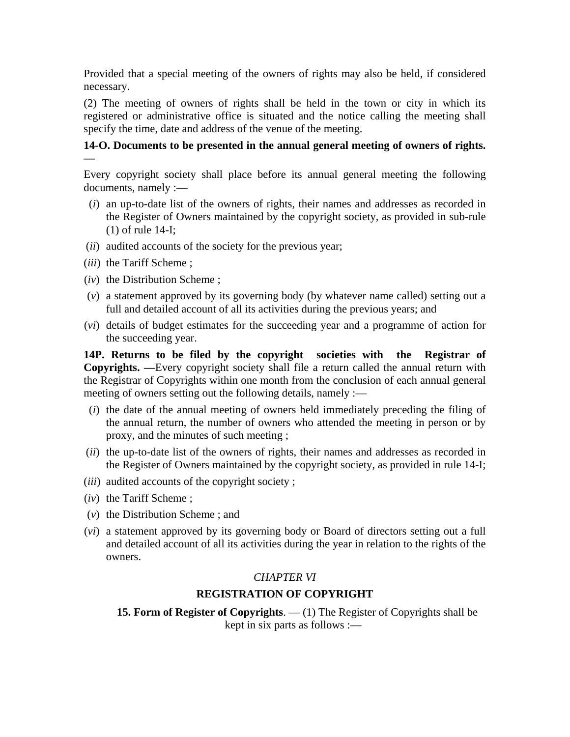Provided that a special meeting of the owners of rights may also be held, if considered necessary.

(2) The meeting of owners of rights shall be held in the town or city in which its registered or administrative office is situated and the notice calling the meeting shall specify the time, date and address of the venue of the meeting.

**14-O. Documents to be presented in the annual general meeting of owners of rights. —**

Every copyright society shall place before its annual general meeting the following documents, namely :—

(*i*) an up-to-date list of the owners of rights, their names and addresses as recorded in the Register of Owners maintained by the copyright society, as provided in sub-rule (1) of rule 14-I;

(*ii*) audited accounts of the society for the previous year;

(*iii*) the Tariff Scheme ;

(*iv*) the Distribution Scheme ;

(*v*) a statement approved by its governing body (by whatever name called) setting out a full and detailed account of all its activities during the previous years; and

(*vi*) details of budget estimates for the succeeding year and a programme of action for the succeeding year.

**14P. Returns to be filed by the copyright societies with the Registrar of Copyrights. —**Every copyright society shall file a return called the annual return with the Registrar of Copyrights within one month from the conclusion of each annual general meeting of owners setting out the following details, namely :—

(*i*) the date of the annual meeting of owners held immediately preceding the filing of the annual return, the number of owners who attended the meeting in person or by proxy, and the minutes of such meeting ;

(*ii*) the up-to-date list of the owners of rights, their names and addresses as recorded in the Register of Owners maintained by the copyright society, as provided in rule 14-I;

(*iii*) audited accounts of the copyright society ;

(*iv*) the Tariff Scheme ;

(*v*) the Distribution Scheme ; and

(*vi*) a statement approved by its governing body or Board of directors setting out a full and detailed account of all its activities during the year in relation to the rights of the owners.

## *CHAPTER VI*

## REGISTRATION OF COPYRIGHT

**15. Form of Register of Copyrights**. — (1) The Register of Copyrights shall be kept in six parts as follows :—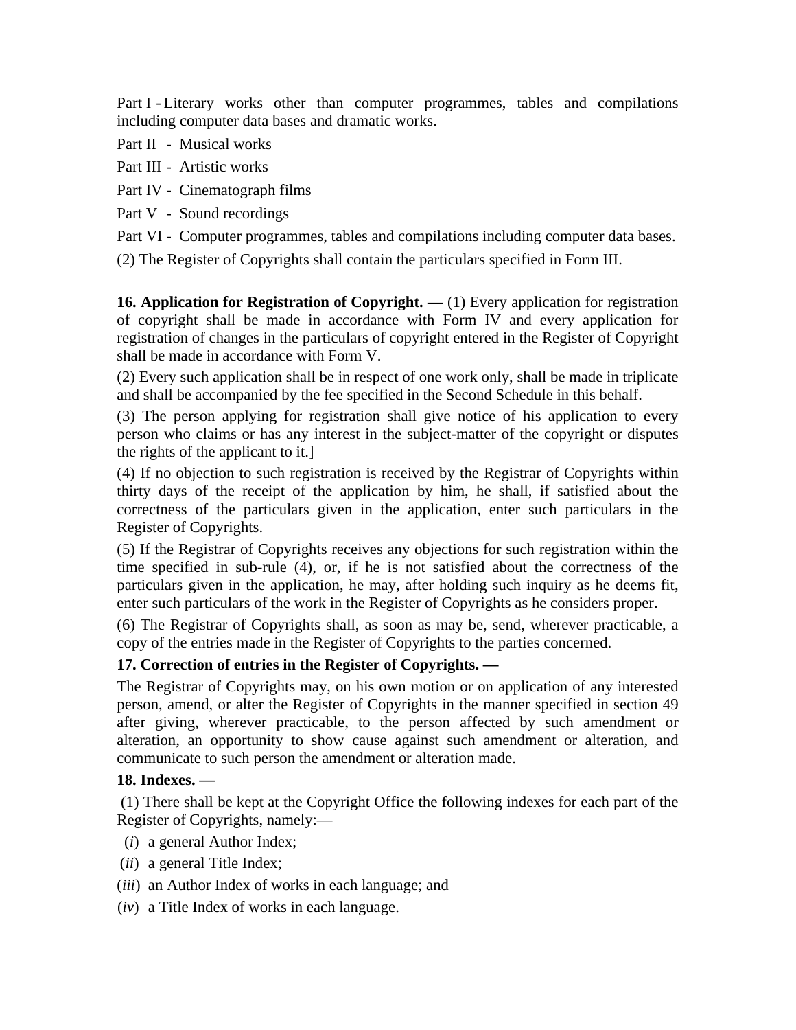Part I - Literary works other than computer programmes, tables and compilations including computer data bases and dramatic works.

Part II - Musical works

Part III - Artistic works

Part IV - Cinematograph films

Part V - Sound recordings

Part VI - Computer programmes, tables and compilations including computer data bases.

(2) The Register of Copyrights shall contain the particulars specified in Form III.

**16. Application for Registration of Copyright. —** (1) Every application for registration of copyright shall be made in accordance with Form IV and every application for registration of changes in the particulars of copyright entered in the Register of Copyright shall be made in accordance with Form V.

(2) Every such application shall be in respect of one work only, shall be made in triplicate and shall be accompanied by the fee specified in the Second Schedule in this behalf.

(3) The person applying for registration shall give notice of his application to every person who claims or has any interest in the subject-matter of the copyright or disputes the rights of the applicant to it.]

(4) If no objection to such registration is received by the Registrar of Copyrights within thirty days of the receipt of the application by him, he shall, if satisfied about the correctness of the particulars given in the application, enter such particulars in the Register of Copyrights.

(5) If the Registrar of Copyrights receives any objections for such registration within the time specified in sub-rule (4), or, if he is not satisfied about the correctness of the particulars given in the application, he may, after holding such inquiry as he deems fit, enter such particulars of the work in the Register of Copyrights as he considers proper.

(6) The Registrar of Copyrights shall, as soon as may be, send, wherever practicable, a copy of the entries made in the Register of Copyrights to the parties concerned.

**17. Correction of entries in the Register of Copyrights. —**

The Registrar of Copyrights may, on his own motion or on application of any interested person, amend, or alter the Register of Copyrights in the manner specified in section 49 after giving, wherever practicable, to the person affected by such amendment or alteration, an opportunity to show cause against such amendment or alteration, and communicate to such person the amendment or alteration made.

**18. Indexes. —**

(1) There shall be kept at the Copyright Office the following indexes for each part of the Register of Copyrights, namely:—

(*i*) a general Author Index;

(*ii*) a general Title Index;

(*iii*) an Author Index of works in each language; and

(*iv*) a Title Index of works in each language.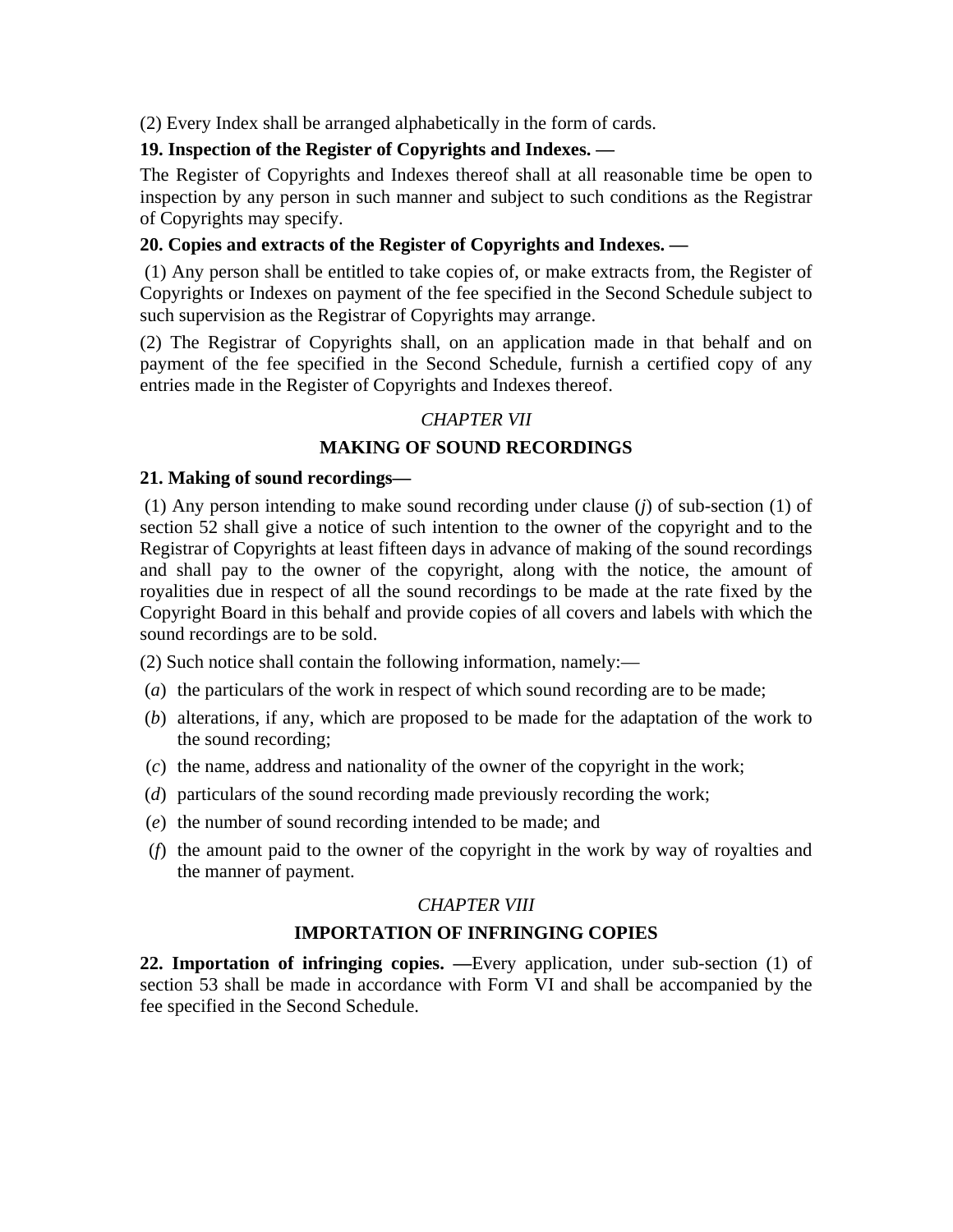(2) Every Index shall be arranged alphabetically in the form of cards.

**19. Inspection of the Register of Copyrights and Indexes. —**

The Register of Copyrights and Indexes thereof shall at all reasonable time be open to inspection by any person in such manner and subject to such conditions as the Registrar of Copyrights may specify.

**20. Copies and extracts of the Register of Copyrights and Indexes. —**

(1) Any person shall be entitled to take copies of, or make extracts from, the Register of Copyrights or Indexes on payment of the fee specified in the Second Schedule subject to such supervision as the Registrar of Copyrights may arrange.

(2) The Registrar of Copyrights shall, on an application made in that behalf and on payment of the fee specified in the Second Schedule, furnish a certified copy of any entries made in the Register of Copyrights and Indexes thereof.

*CHAPTER VII*

**MAKING OF SOUND RECORDINGS**

**21. Making of sound recordings—**

(1) Any person intending to make sound recording under clause (*j*) of sub-section (1) of section 52 shall give a notice of such intention to the owner of the copyright and to the Registrar of Copyrights at least fifteen days in advance of making of the sound recordings and shall pay to the owner of the copyright, along with the notice, the amount of royalities due in respect of all the sound recordings to be made at the rate fixed by the Copyright Board in this behalf and provide copies of all covers and labels with which the sound recordings are to be sold.

(2) Such notice shall contain the following information, namely:—

(*a*) the particulars of the work in respect of which sound recording are to be made;

(*b*) alterations, if any, which are proposed to be made for the adaptation of the work to the sound recording;

(*c*) the name, address and nationality of the owner of the copyright in the work;

(*d*) particulars of the sound recording made previously recording the work;

(*e*) the number of sound recording intended to be made; and

(*f*) the amount paid to the owner of the copyright in the work by way of royalties and the manner of payment.

*CHAPTER VIII*

**IMPORTATION OF INFRINGING COPIES**

**22. Importation of infringing copies. —**Every application, under sub-section (1) of section 53 shall be made in accordance with Form VI and shall be accompanied by the fee specified in the Second Schedule.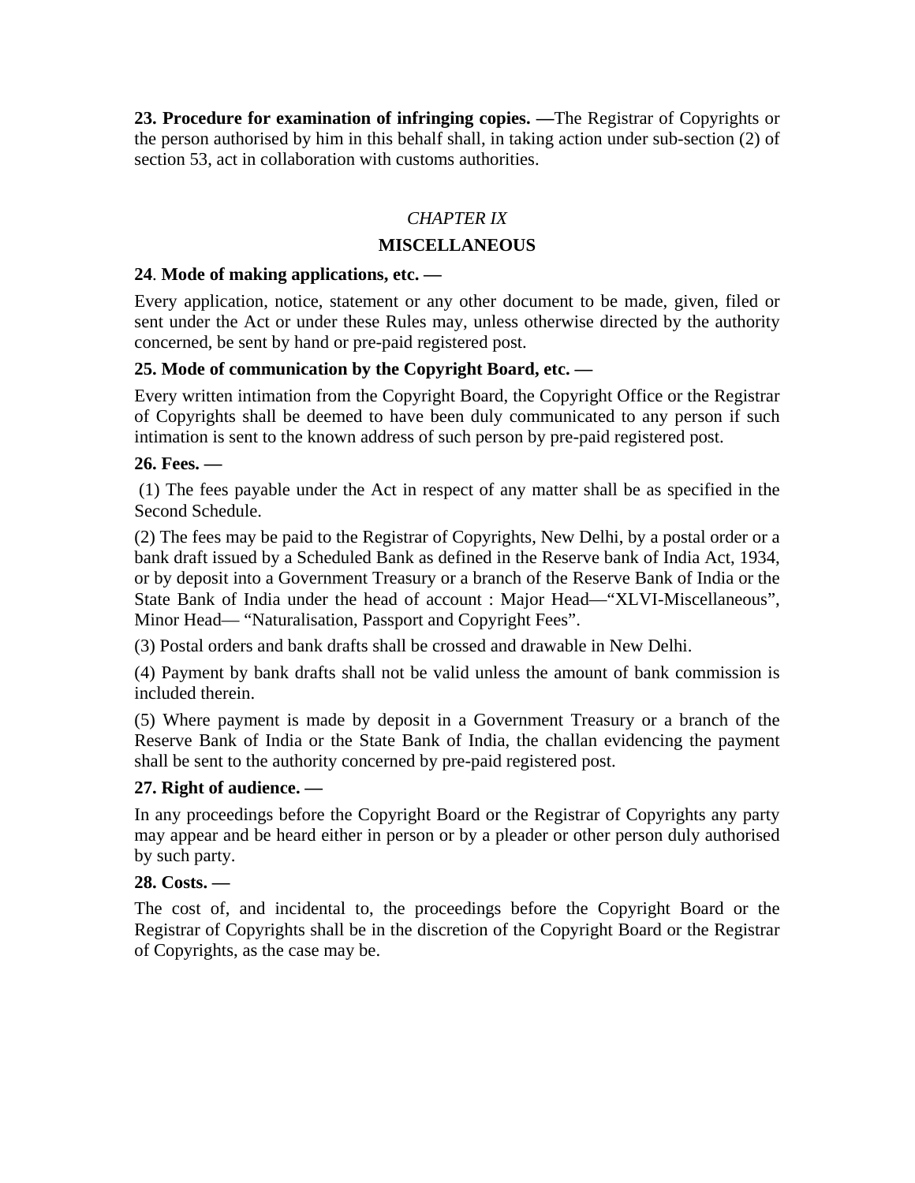**23. Procedure for examination of infringing copies. —**The Registrar of Copyrights or the person authorised by him in this behalf shall, in taking action under sub-section (2) of section 53, act in collaboration with customs authorities.

*CHAPTER IX*

**MISCELLANEOUS**

**24**. **Mode of making applications, etc. —**

Every application, notice, statement or any other document to be made, given, filed or sent under the Act or under these Rules may, unless otherwise directed by the authority concerned, be sent by hand or pre-paid registered post.

**25. Mode of communication by the Copyright Board, etc. —**

Every written intimation from the Copyright Board, the Copyright Office or the Registrar of Copyrights shall be deemed to have been duly communicated to any person if such intimation is sent to the known address of such person by pre-paid registered post.

**26. Fees. —**

(1) The fees payable under the Act in respect of any matter shall be as specified in the Second Schedule.

(2) The fees may be paid to the Registrar of Copyrights, New Delhi, by a postal order or a bank draft issued by a Scheduled Bank as defined in the Reserve bank of India Act, 1934, or by deposit into a Government Treasury or a branch of the Reserve Bank of India or the State Bank of India under the head of account : Major Head—"XLVI-Miscellaneous", Minor Head— "Naturalisation, Passport and Copyright Fees".

(3) Postal orders and bank drafts shall be crossed and drawable in New Delhi.

(4) Payment by bank drafts shall not be valid unless the amount of bank commission is included therein.

(5) Where payment is made by deposit in a Government Treasury or a branch of the Reserve Bank of India or the State Bank of India, the challan evidencing the payment shall be sent to the authority concerned by pre-paid registered post.

**27. Right of audience. —**

In any proceedings before the Copyright Board or the Registrar of Copyrights any party may appear and be heard either in person or by a pleader or other person duly authorised by such party.

**28. Costs. —**

The cost of, and incidental to, the proceedings before the Copyright Board or the Registrar of Copyrights shall be in the discretion of the Copyright Board or the Registrar of Copyrights, as the case may be.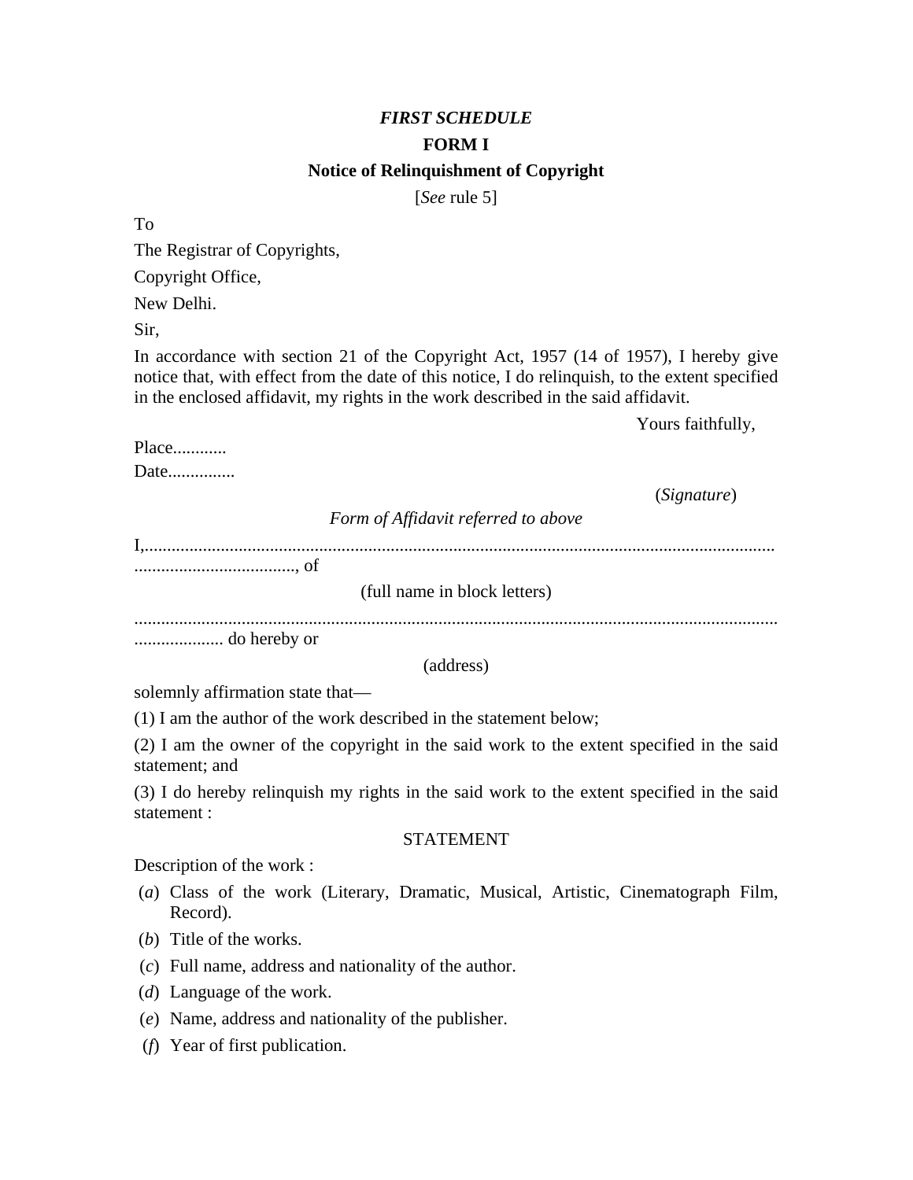*FIRST SCHEDULE*

**FORM I**

**Notice of Relinquishment of Copyright**

[*See* rule 5]

To

The Registrar of Copyrights,

Copyright Office,

New Delhi.

Sir,

In accordance with section 21 of the Copyright Act, 1957 (14 of 1957), I hereby give notice that, with effect from the date of this notice, I do relinquish, to the extent specified in the enclosed affidavit, my rights in the work described in the said affidavit.

Yours faithfully,

Place............

Date...............

(*Signature*)

*Form of Affidavit referred to above*

I,.............................................................................................................................................................................., of

(full name in block letters)

................................................................................................................................................... do hereby or

(address)

solemnly affirmation state that—

(1) I am the author of the work described in the statement below;

(2) I am the owner of the copyright in the said work to the extent specified in the said statement; and

(3) I do hereby relinquish my rights in the said work to the extent specified in the said statement :

STATEMENT

Description of the work :

(*a*) Class of the work (Literary, Dramatic, Musical, Artistic, Cinematograph Film, Record).

(*b*) Title of the works.

(*c*) Full name, address and nationality of the author.

(*d*) Language of the work.

(*e*) Name, address and nationality of the publisher.

(*f*) Year of first publication.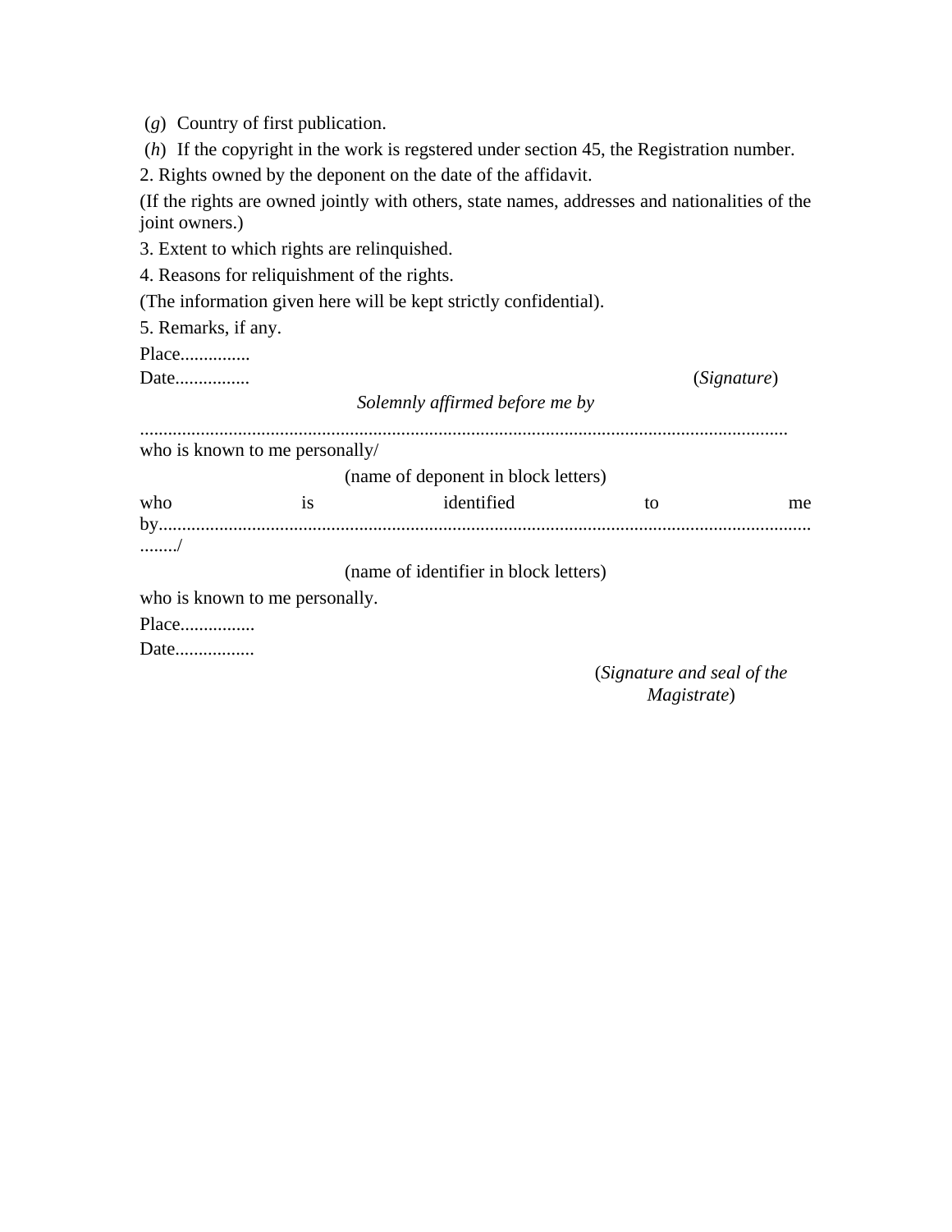(*g*) Country of first publication.

(*h*) If the copyright in the work is regstered under section 45, the Registration number.

2. Rights owned by the deponent on the date of the affidavit.

(If the rights are owned jointly with others, state names, addresses and nationalities of the joint owners.)

3. Extent to which rights are relinquished.

4. Reasons for reliquishment of the rights.

(The information given here will be kept strictly confidential).

5. Remarks, if any.

Place...............

Date................ (*Signature*)

*Solemnly affirmed before me by*

...........................................................................................................................................
who is known to me personally/

(name of deponent in block letters)

who is identified to me by..................................................................................................................................../

(name of identifier in block letters)

who is known to me personally.

Place................

Date.................

(*Signature and seal of the Magistrate*)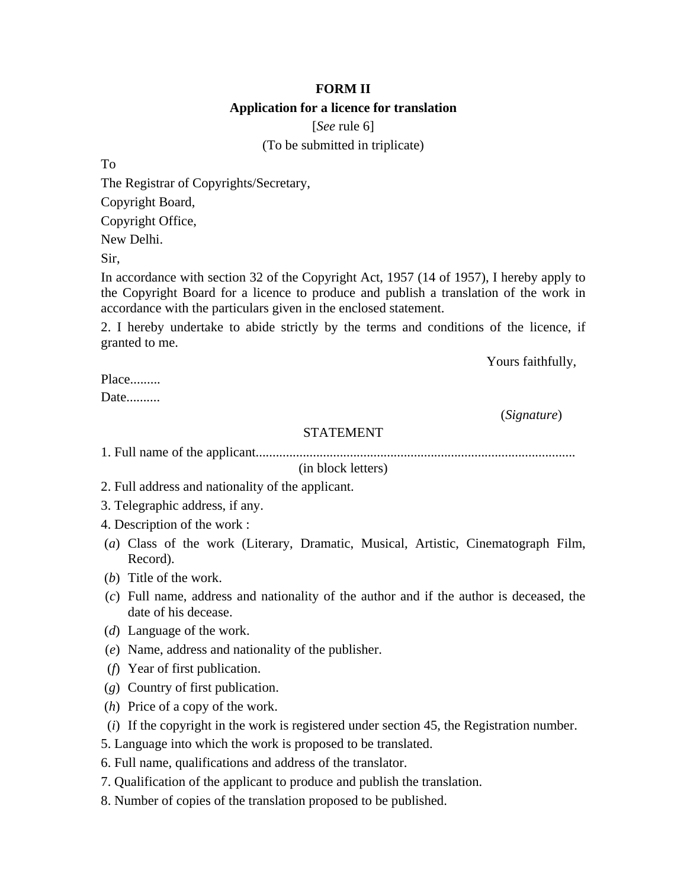**FORM II**

**Application for a licence for translation**

[*See* rule 6]

(To be submitted in triplicate)

To

The Registrar of Copyrights/Secretary,

Copyright Board,

Copyright Office,

New Delhi.

Sir,

In accordance with section 32 of the Copyright Act, 1957 (14 of 1957), I hereby apply to the Copyright Board for a licence to produce and publish a translation of the work in accordance with the particulars given in the enclosed statement.

2. I hereby undertake to abide strictly by the terms and conditions of the licence, if granted to me.

Yours faithfully,

Place.........

Date..........

(*Signature*)

STATEMENT

1. Full name of the applicant...............................................................................................
(in block letters)

2. Full address and nationality of the applicant.

3. Telegraphic address, if any.

4. Description of the work :

(*a*) Class of the work (Literary, Dramatic, Musical, Artistic, Cinematograph Film, Record).

(*b*) Title of the work.

(*c*) Full name, address and nationality of the author and if the author is deceased, the date of his decease.

(*d*) Language of the work.

(*e*) Name, address and nationality of the publisher.

(*f*) Year of first publication.

(*g*) Country of first publication.

(*h*) Price of a copy of the work.

(*i*) If the copyright in the work is registered under section 45, the Registration number.

5. Language into which the work is proposed to be translated.

6. Full name, qualifications and address of the translator.

7. Qualification of the applicant to produce and publish the translation.

8. Number of copies of the translation proposed to be published.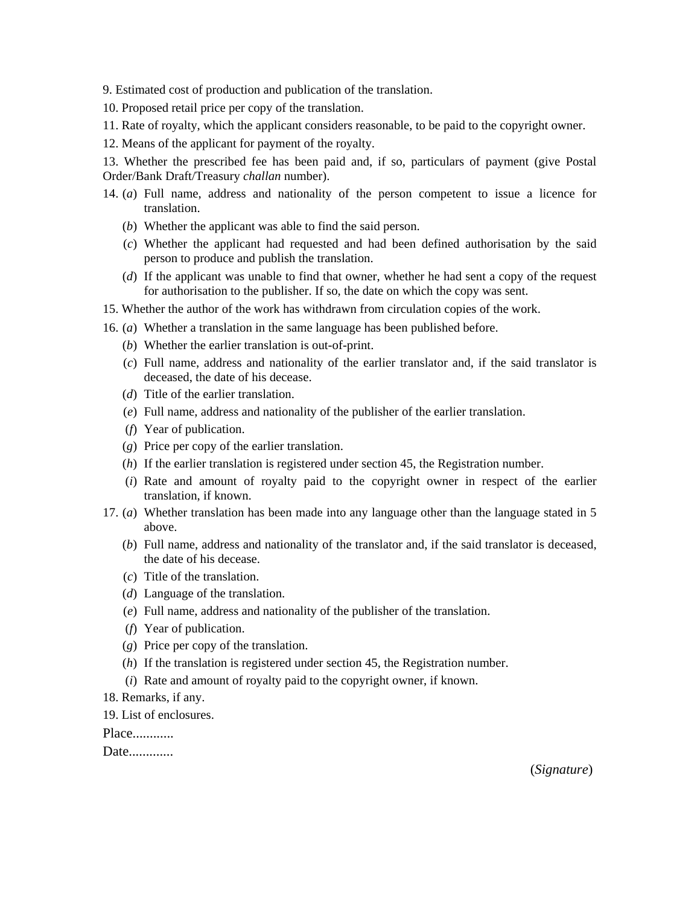9. Estimated cost of production and publication of the translation.

10. Proposed retail price per copy of the translation.

11. Rate of royalty, which the applicant considers reasonable, to be paid to the copyright owner.

12. Means of the applicant for payment of the royalty.

13. Whether the prescribed fee has been paid and, if so, particulars of payment (give Postal Order/Bank Draft/Treasury *challan* number).

14. (*a*) Full name, address and nationality of the person competent to issue a licence for translation.

    (*b*) Whether the applicant was able to find the said person.

    (*c*) Whether the applicant had requested and had been defined authorisation by the said person to produce and publish the translation.

    (*d*) If the applicant was unable to find that owner, whether he had sent a copy of the request for authorisation to the publisher. If so, the date on which the copy was sent.

15. Whether the author of the work has withdrawn from circulation copies of the work.

16. (*a*) Whether a translation in the same language has been published before.

    (*b*) Whether the earlier translation is out-of-print.

    (*c*) Full name, address and nationality of the earlier translator and, if the said translator is deceased, the date of his decease.

    (*d*) Title of the earlier translation.

    (*e*) Full name, address and nationality of the publisher of the earlier translation.

    (*f*) Year of publication.

    (*g*) Price per copy of the earlier translation.

    (*h*) If the earlier translation is registered under section 45, the Registration number.

    (*i*) Rate and amount of royalty paid to the copyright owner in respect of the earlier translation, if known.

17. (*a*) Whether translation has been made into any language other than the language stated in 5 above.

    (*b*) Full name, address and nationality of the translator and, if the said translator is deceased, the date of his decease.

    (*c*) Title of the translation.

    (*d*) Language of the translation.

    (*e*) Full name, address and nationality of the publisher of the translation.

    (*f*) Year of publication.

    (*g*) Price per copy of the translation.

    (*h*) If the translation is registered under section 45, the Registration number.

    (*i*) Rate and amount of royalty paid to the copyright owner, if known.

18. Remarks, if any.

19. List of enclosures.

Place............

Date.............

(*Signature*)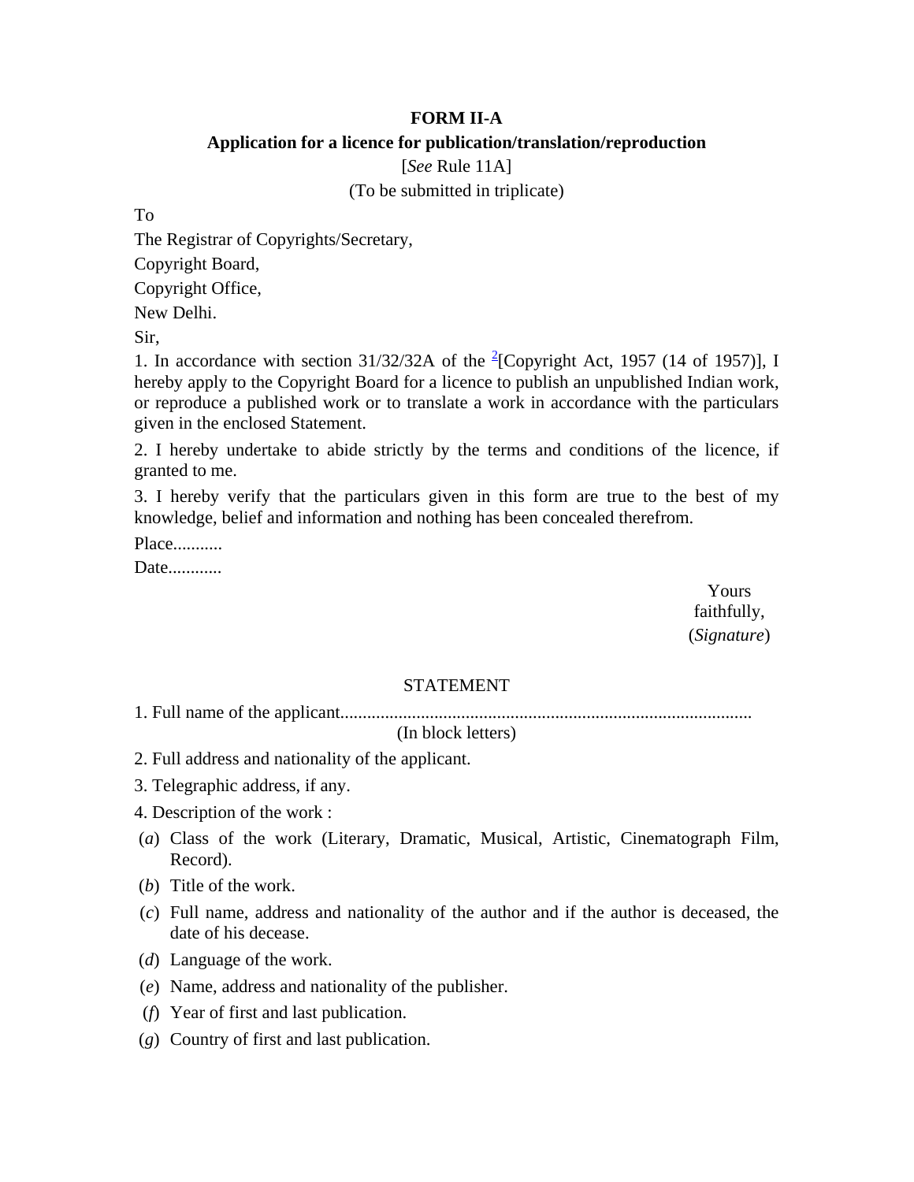**FORM II-A**

**Application for a licence for publication/translation/reproduction**

[*See* Rule 11A]

(To be submitted in triplicate)

To

The Registrar of Copyrights/Secretary,

Copyright Board,

Copyright Office,

New Delhi.

Sir,

1. In accordance with section 31/32/32A of the [2][Copyright Act, 1957 (14 of 1957)], I hereby apply to the Copyright Board for a licence to publish an unpublished Indian work, or reproduce a published work or to translate a work in accordance with the particulars given in the enclosed Statement.

2. I hereby undertake to abide strictly by the terms and conditions of the licence, if granted to me.

3. I hereby verify that the particulars given in this form are true to the best of my knowledge, belief and information and nothing has been concealed therefrom.

Place...........

Date............

Yours faithfully,

(*Signature*)

STATEMENT

1. Full name of the applicant............................................................................................

(In block letters)

2. Full address and nationality of the applicant.

3. Telegraphic address, if any.

4. Description of the work :

(*a*) Class of the work (Literary, Dramatic, Musical, Artistic, Cinematograph Film, Record).

(*b*) Title of the work.

(*c*) Full name, address and nationality of the author and if the author is deceased, the date of his decease.

(*d*) Language of the work.

(*e*) Name, address and nationality of the publisher.

(*f*) Year of first and last publication.

(*g*) Country of first and last publication.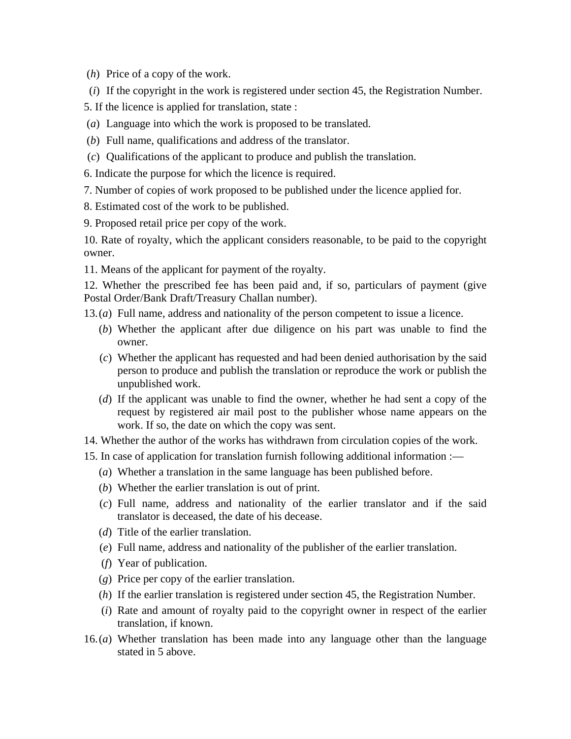(*h*) Price of a copy of the work.

(*i*) If the copyright in the work is registered under section 45, the Registration Number.

5. If the licence is applied for translation, state :

(*a*) Language into which the work is proposed to be translated.

(*b*) Full name, qualifications and address of the translator.

(*c*) Qualifications of the applicant to produce and publish the translation.

6. Indicate the purpose for which the licence is required.

7. Number of copies of work proposed to be published under the licence applied for.

8. Estimated cost of the work to be published.

9. Proposed retail price per copy of the work.

10. Rate of royalty, which the applicant considers reasonable, to be paid to the copyright owner.

11. Means of the applicant for payment of the royalty.

12. Whether the prescribed fee has been paid and, if so, particulars of payment (give Postal Order/Bank Draft/Treasury Challan number).

13. (*a*) Full name, address and nationality of the person competent to issue a licence.

(*b*) Whether the applicant after due diligence on his part was unable to find the owner.

(*c*) Whether the applicant has requested and had been denied authorisation by the said person to produce and publish the translation or reproduce the work or publish the unpublished work.

(*d*) If the applicant was unable to find the owner, whether he had sent a copy of the request by registered air mail post to the publisher whose name appears on the work. If so, the date on which the copy was sent.

14. Whether the author of the works has withdrawn from circulation copies of the work.

15. In case of application for translation furnish following additional information :—

(*a*) Whether a translation in the same language has been published before.

(*b*) Whether the earlier translation is out of print.

(*c*) Full name, address and nationality of the earlier translator and if the said translator is deceased, the date of his decease.

(*d*) Title of the earlier translation.

(*e*) Full name, address and nationality of the publisher of the earlier translation.

(*f*) Year of publication.

(*g*) Price per copy of the earlier translation.

(*h*) If the earlier translation is registered under section 45, the Registration Number.

(*i*) Rate and amount of royalty paid to the copyright owner in respect of the earlier translation, if known.

16. (*a*) Whether translation has been made into any language other than the language stated in 5 above.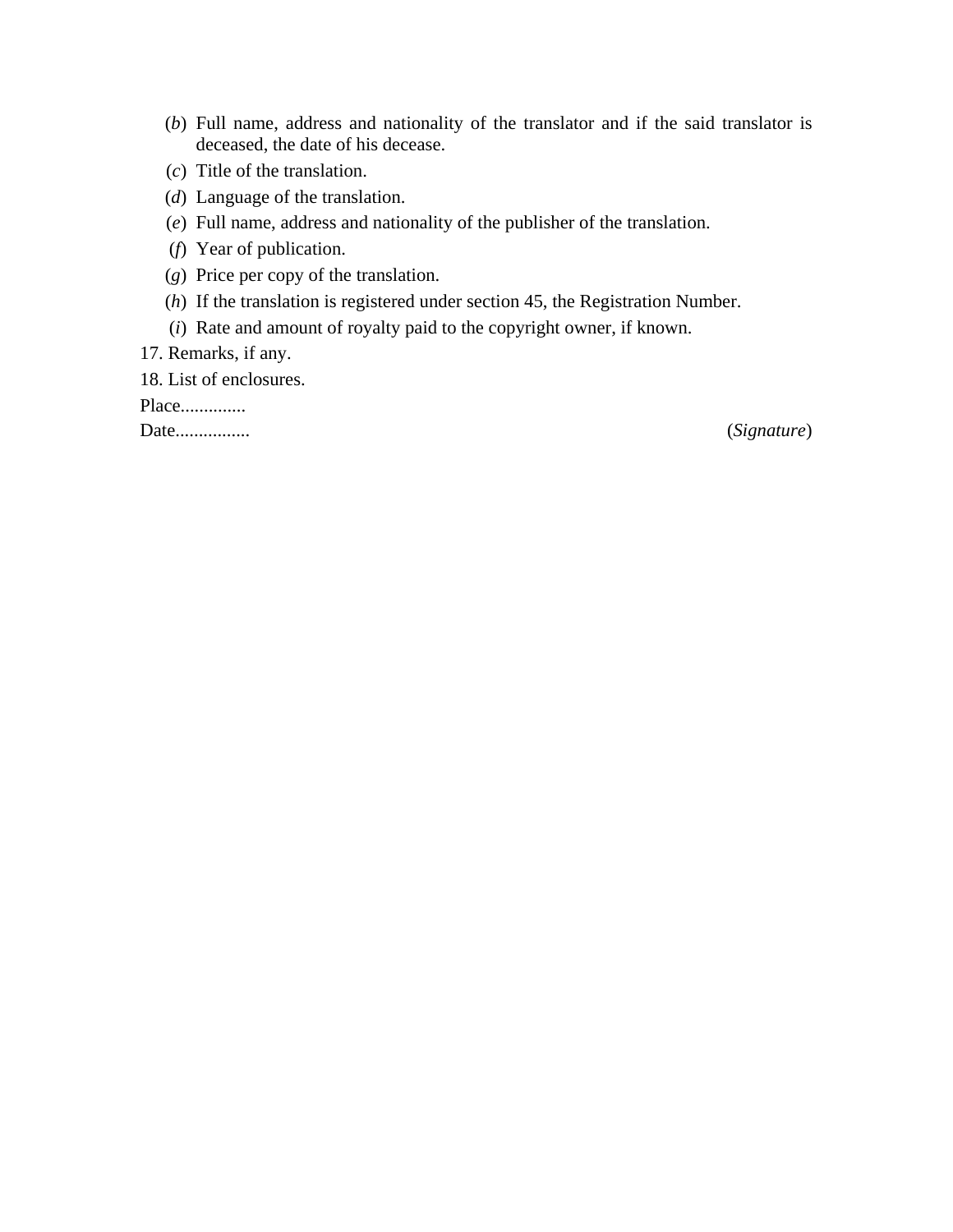(*b*) Full name, address and nationality of the translator and if the said translator is deceased, the date of his decease.

(*c*) Title of the translation.

(*d*) Language of the translation.

(*e*) Full name, address and nationality of the publisher of the translation.

(*f*) Year of publication.

(*g*) Price per copy of the translation.

(*h*) If the translation is registered under section 45, the Registration Number.

(*i*) Rate and amount of royalty paid to the copyright owner, if known.

17. Remarks, if any.

18. List of enclosures.

Place.............

Date................ (*Signature*)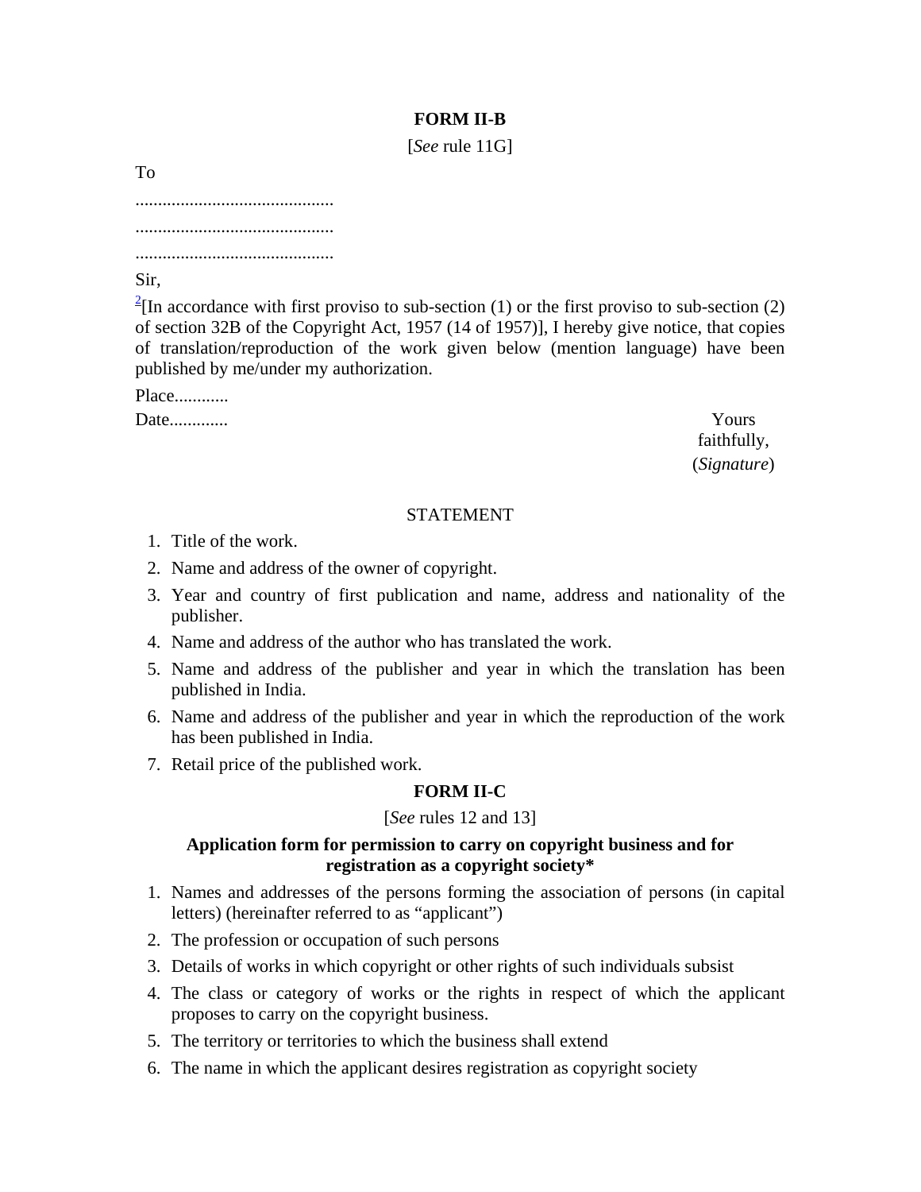**FORM II-B**

[*See* rule 11G]

To

............................................

............................................

............................................

Sir,

[2][In accordance with first proviso to sub-section (1) or the first proviso to sub-section (2) of section 32B of the Copyright Act, 1957 (14 of 1957)], I hereby give notice, that copies of translation/reproduction of the work given below (mention language) have been published by me/under my authorization.

Place............

Date............

Yours faithfully,

(*Signature*)

STATEMENT

1. Title of the work.
2. Name and address of the owner of copyright.
3. Year and country of first publication and name, address and nationality of the publisher.
4. Name and address of the author who has translated the work.
5. Name and address of the publisher and year in which the translation has been published in India.
6. Name and address of the publisher and year in which the reproduction of the work has been published in India.
7. Retail price of the published work.

**FORM II-C**

[*See* rules 12 and 13]

**Application form for permission to carry on copyright business and for registration as a copyright society***

1. Names and addresses of the persons forming the association of persons (in capital letters) (hereinafter referred to as "applicant")
2. The profession or occupation of such persons
3. Details of works in which copyright or other rights of such individuals subsist
4. The class or category of works or the rights in respect of which the applicant proposes to carry on the copyright business.
5. The territory or territories to which the business shall extend
6. The name in which the applicant desires registration as copyright society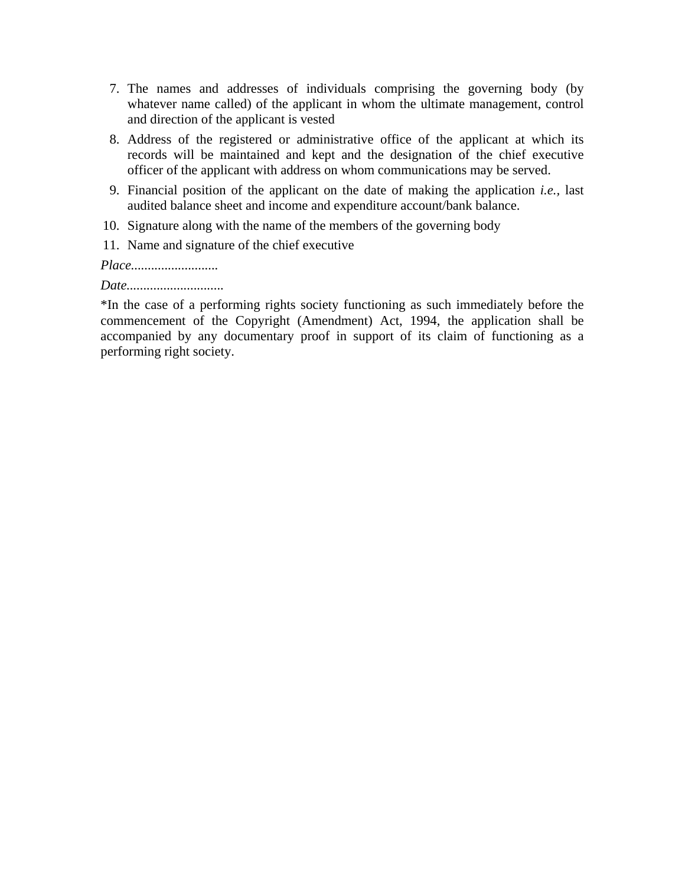7. The names and addresses of individuals comprising the governing body (by whatever name called) of the applicant in whom the ultimate management, control and direction of the applicant is vested
8. Address of the registered or administrative office of the applicant at which its records will be maintained and kept and the designation of the chief executive officer of the applicant with address on whom communications may be served.
9. Financial position of the applicant on the date of making the application *i.e.*, last audited balance sheet and income and expenditure account/bank balance.
10. Signature along with the name of the members of the governing body
11. Name and signature of the chief executive

*Place*..........................

*Date*............................

*In the case of a performing rights society functioning as such immediately before the commencement of the Copyright (Amendment) Act, 1994, the application shall be accompanied by any documentary proof in support of its claim of functioning as a performing right society.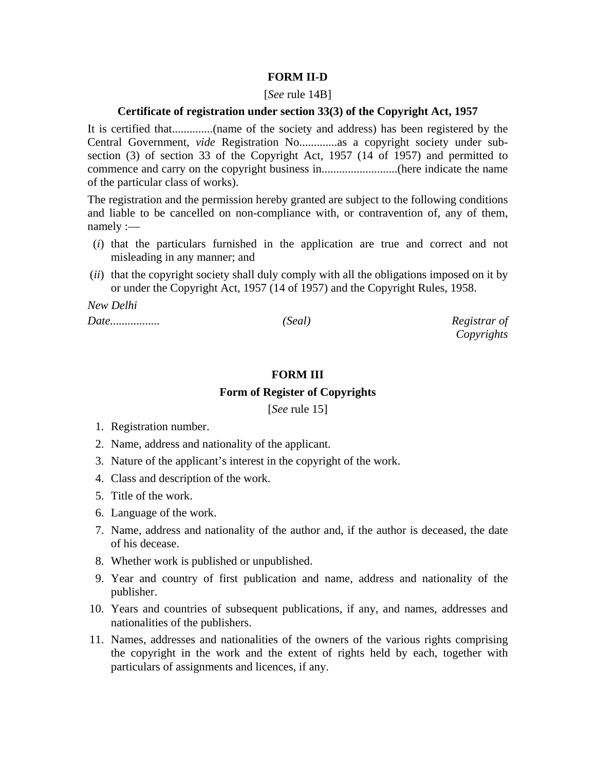**FORM II-D**

[*See* rule 14B]

**Certificate of registration under section 33(3) of the Copyright Act, 1957**

It is certified that.............(name of the society and address) has been registered by the Central Government, *vide* Registration No............as a copyright society under sub-section (3) of section 33 of the Copyright Act, 1957 (14 of 1957) and permitted to commence and carry on the copyright business in.........................(here indicate the name of the particular class of works).

The registration and the permission hereby granted are subject to the following conditions and liable to be cancelled on non-compliance with, or contravention of, any of them, namely :—

(*i*) that the particulars furnished in the application are true and correct and not misleading in any manner; and

(*ii*) that the copyright society shall duly comply with all the obligations imposed on it by or under the Copyright Act, 1957 (14 of 1957) and the Copyright Rules, 1958.

*New Delhi*

*Date.................* *(Seal)* *Registrar of Copyrights*

**FORM III**

**Form of Register of Copyrights**

[*See* rule 15]

1. Registration number.
2. Name, address and nationality of the applicant.
3. Nature of the applicant's interest in the copyright of the work.
4. Class and description of the work.
5. Title of the work.
6. Language of the work.
7. Name, address and nationality of the author and, if the author is deceased, the date of his decease.
8. Whether work is published or unpublished.
9. Year and country of first publication and name, address and nationality of the publisher.
10. Years and countries of subsequent publications, if any, and names, addresses and nationalities of the publishers.
11. Names, addresses and nationalities of the owners of the various rights comprising the copyright in the work and the extent of rights held by each, together with particulars of assignments and licences, if any.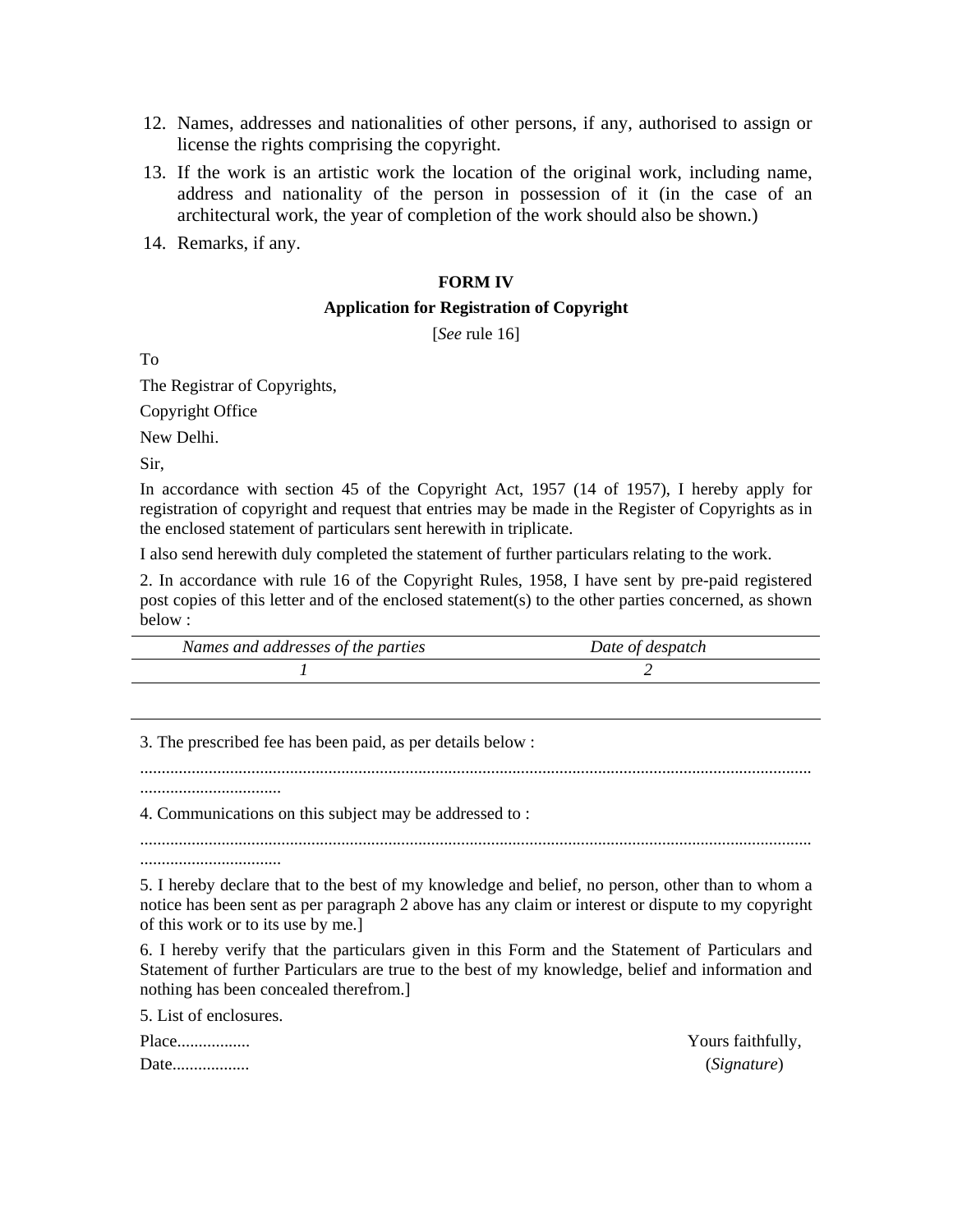12. Names, addresses and nationalities of other persons, if any, authorised to assign or license the rights comprising the copyright.
13. If the work is an artistic work the location of the original work, including name, address and nationality of the person in possession of it (in the case of an architectural work, the year of completion of the work should also be shown.)
14. Remarks, if any.

**FORM IV**

**Application for Registration of Copyright**

[*See* rule 16]

To

The Registrar of Copyrights,

Copyright Office

New Delhi.

Sir,

In accordance with section 45 of the Copyright Act, 1957 (14 of 1957), I hereby apply for registration of copyright and request that entries may be made in the Register of Copyrights as in the enclosed statement of particulars sent herewith in triplicate.

I also send herewith duly completed the statement of further particulars relating to the work.

2. In accordance with rule 16 of the Copyright Rules, 1958, I have sent by pre-paid registered post copies of this letter and of the enclosed statement(s) to the other parties concerned, as shown below :

| *Names and addresses of the parties* | *Date of despatch* |
|---|---|
| *1* | *2* |
| | |

3. The prescribed fee has been paid, as per details below :

.......................................................................................................................................................
.................................

4. Communications on this subject may be addressed to :

.......................................................................................................................................................
.................................

5. I hereby declare that to the best of my knowledge and belief, no person, other than to whom a notice has been sent as per paragraph 2 above has any claim or interest or dispute to my copyright of this work or to its use by me.]

6. I hereby verify that the particulars given in this Form and the Statement of Particulars and Statement of further Particulars are true to the best of my knowledge, belief and information and nothing has been concealed therefrom.]

5. List of enclosures.

Place.................

Date..................

Yours faithfully,

(*Signature*)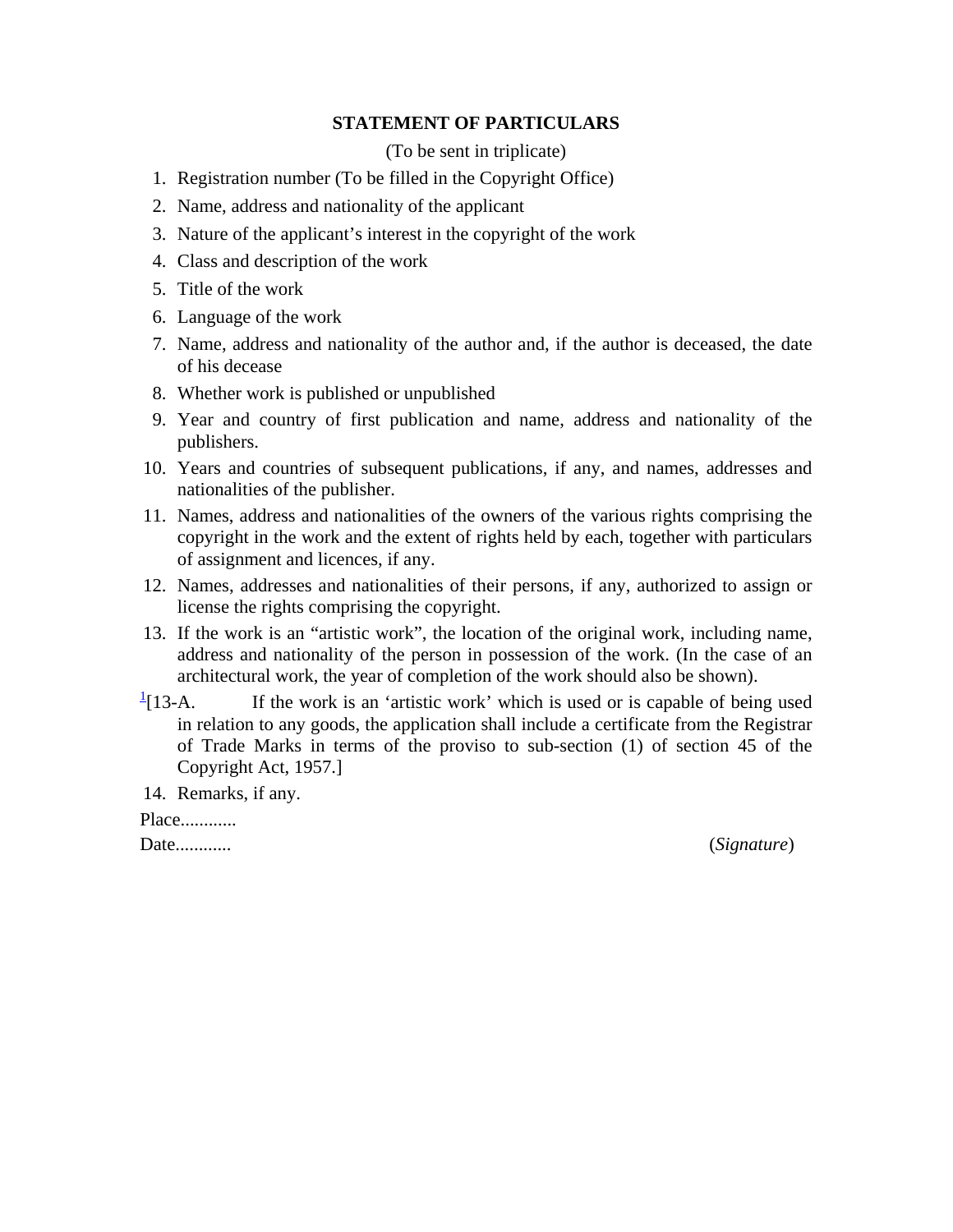**STATEMENT OF PARTICULARS**

(To be sent in triplicate)

1. Registration number (To be filled in the Copyright Office)
2. Name, address and nationality of the applicant
3. Nature of the applicant's interest in the copyright of the work
4. Class and description of the work
5. Title of the work
6. Language of the work
7. Name, address and nationality of the author and, if the author is deceased, the date of his decease
8. Whether work is published or unpublished
9. Year and country of first publication and name, address and nationality of the publishers.
10. Years and countries of subsequent publications, if any, and names, addresses and nationalities of the publisher.
11. Names, address and nationalities of the owners of the various rights comprising the copyright in the work and the extent of rights held by each, together with particulars of assignment and licences, if any.
12. Names, addresses and nationalities of their persons, if any, authorized to assign or license the rights comprising the copyright.
13. If the work is an "artistic work", the location of the original work, including name, address and nationality of the person in possession of the work. (In the case of an architectural work, the year of completion of the work should also be shown).

[1][13-A. If the work is an 'artistic work' which is used or is capable of being used in relation to any goods, the application shall include a certificate from the Registrar of Trade Marks in terms of the proviso to sub-section (1) of section 45 of the Copyright Act, 1957.]

14. Remarks, if any.

Place............

Date............ (*Signature*)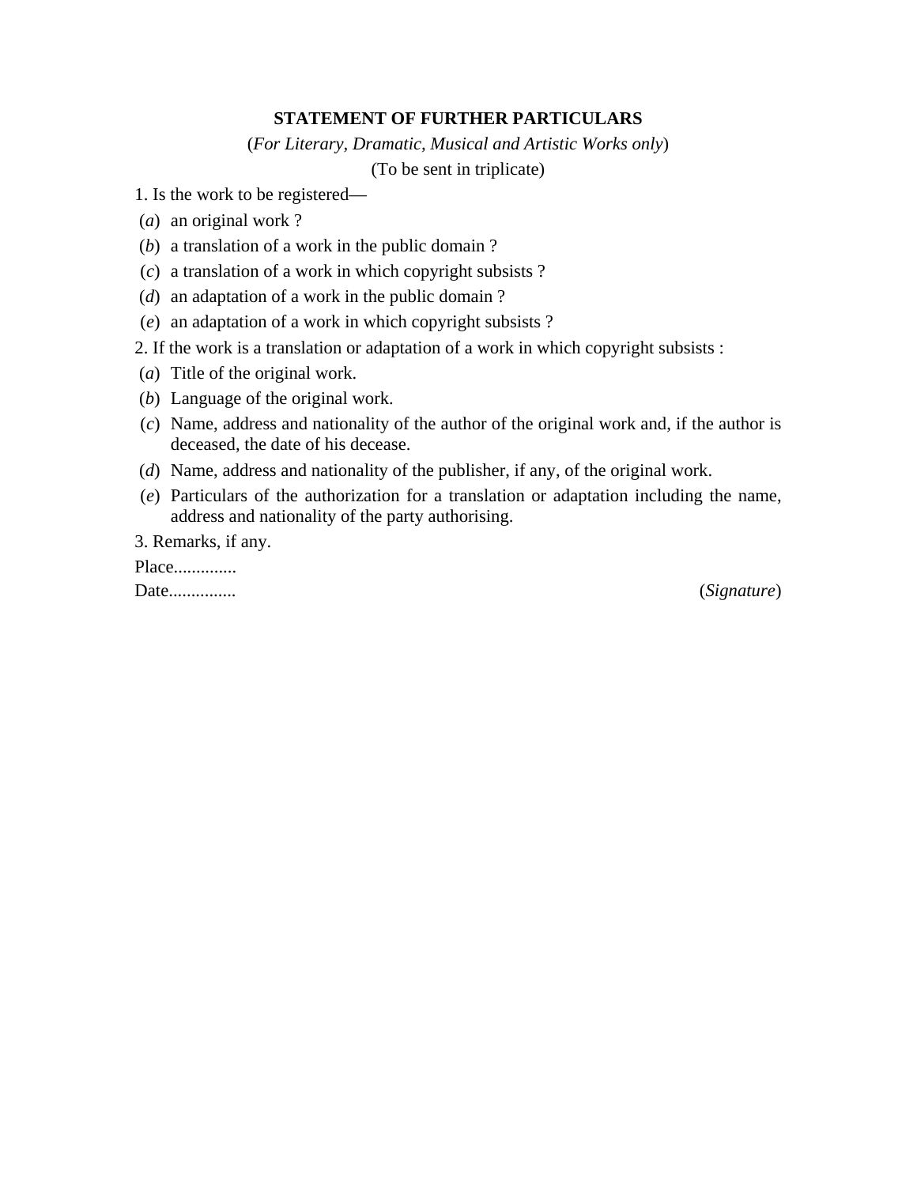**STATEMENT OF FURTHER PARTICULARS**

(*For Literary, Dramatic, Musical and Artistic Works only*)

(To be sent in triplicate)

1. Is the work to be registered—

(*a*) an original work ?

(*b*) a translation of a work in the public domain ?

(*c*) a translation of a work in which copyright subsists ?

(*d*) an adaptation of a work in the public domain ?

(*e*) an adaptation of a work in which copyright subsists ?

2. If the work is a translation or adaptation of a work in which copyright subsists :

(*a*) Title of the original work.

(*b*) Language of the original work.

(*c*) Name, address and nationality of the author of the original work and, if the author is deceased, the date of his decease.

(*d*) Name, address and nationality of the publisher, if any, of the original work.

(*e*) Particulars of the authorization for a translation or adaptation including the name, address and nationality of the party authorising.

3. Remarks, if any.

Place.............

Date.............. (*Signature*)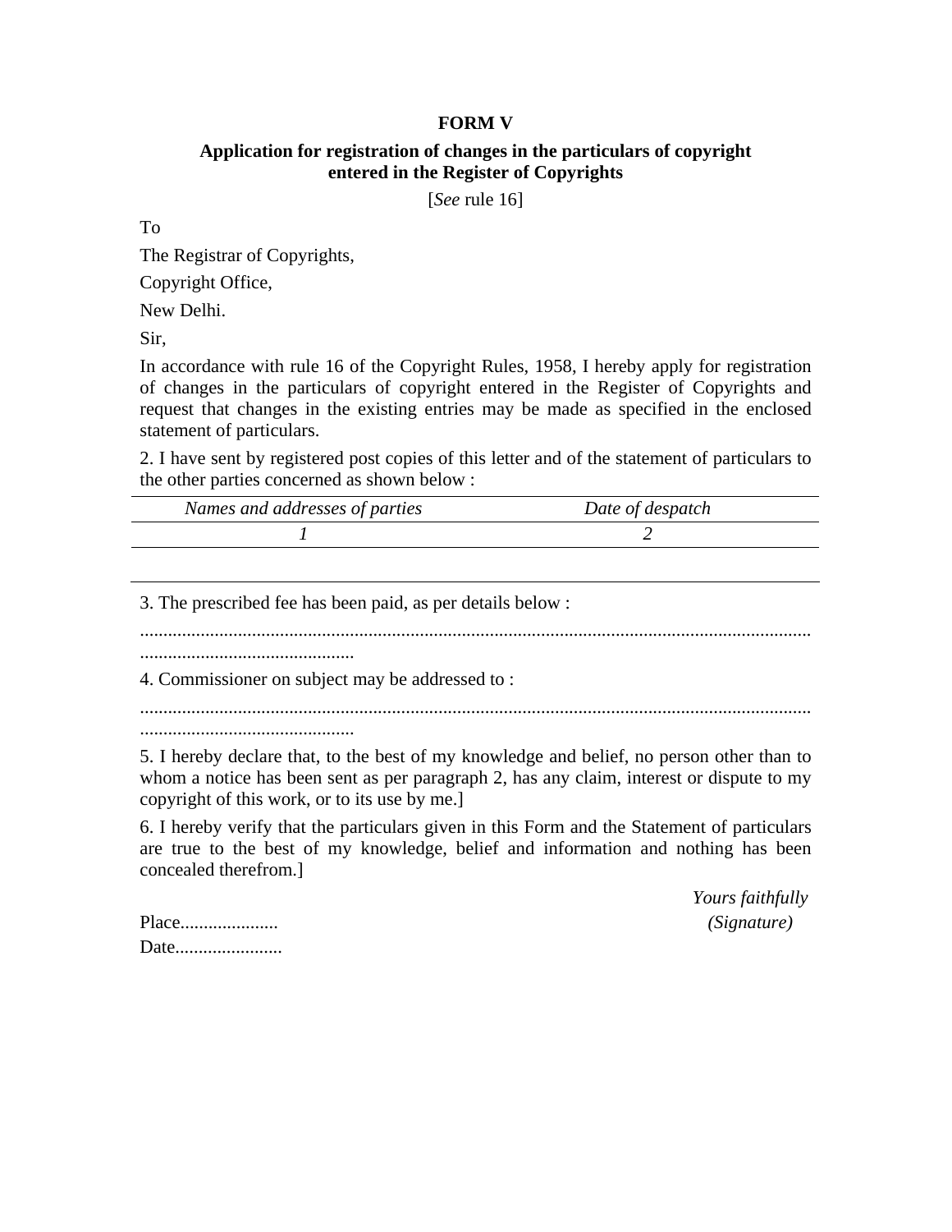**FORM V**

**Application for registration of changes in the particulars of copyright entered in the Register of Copyrights**

[*See* rule 16]

To

The Registrar of Copyrights,

Copyright Office,

New Delhi.

Sir,

In accordance with rule 16 of the Copyright Rules, 1958, I hereby apply for registration of changes in the particulars of copyright entered in the Register of Copyrights and request that changes in the existing entries may be made as specified in the enclosed statement of particulars.

2. I have sent by registered post copies of this letter and of the statement of particulars to the other parties concerned as shown below :

| *Names and addresses of parties* | *Date of despatch* |
|---|---|
| *1* | *2* |
| | |

3. The prescribed fee has been paid, as per details below :

................................................................................................................................................ ..............................................

4. Commissioner on subject may be addressed to :

................................................................................................................................................ ..............................................

5. I hereby declare that, to the best of my knowledge and belief, no person other than to whom a notice has been sent as per paragraph 2, has any claim, interest or dispute to my copyright of this work, or to its use by me.]

6. I hereby verify that the particulars given in this Form and the Statement of particulars are true to the best of my knowledge, belief and information and nothing has been concealed therefrom.]

*Yours faithfully*

*(Signature)*

Place.....................

Date.......................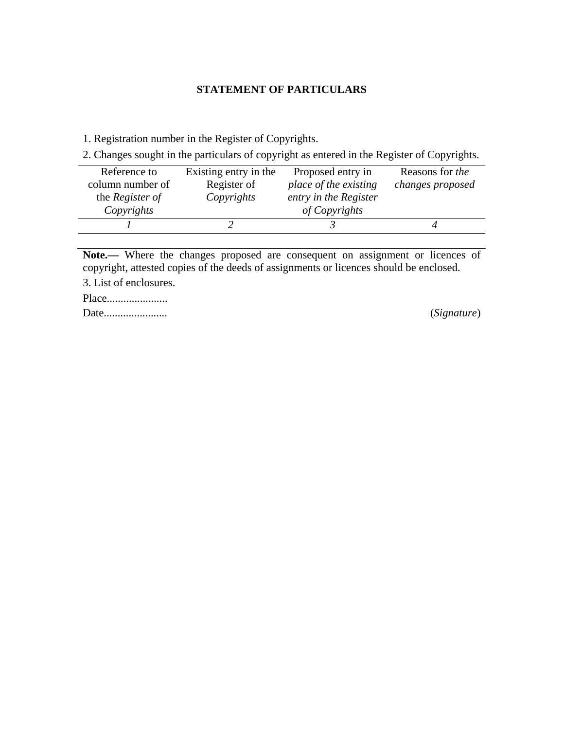## STATEMENT OF PARTICULARS

1. Registration number in the Register of Copyrights.

2. Changes sought in the particulars of copyright as entered in the Register of Copyrights.

| Reference to column number of the *Register of Copyrights* | Existing entry in the Register of *Copyrights* | Proposed entry in *place of the existing entry in the Register of Copyrights* | Reasons for *the changes proposed* |
|---|---|---|---|
| *1* | *2* | *3* | *4* |

**Note.—** Where the changes proposed are consequent on assignment or licences of copyright, attested copies of the deeds of assignments or licences should be enclosed.

3. List of enclosures.

Place......................

Date....................... (*Signature*)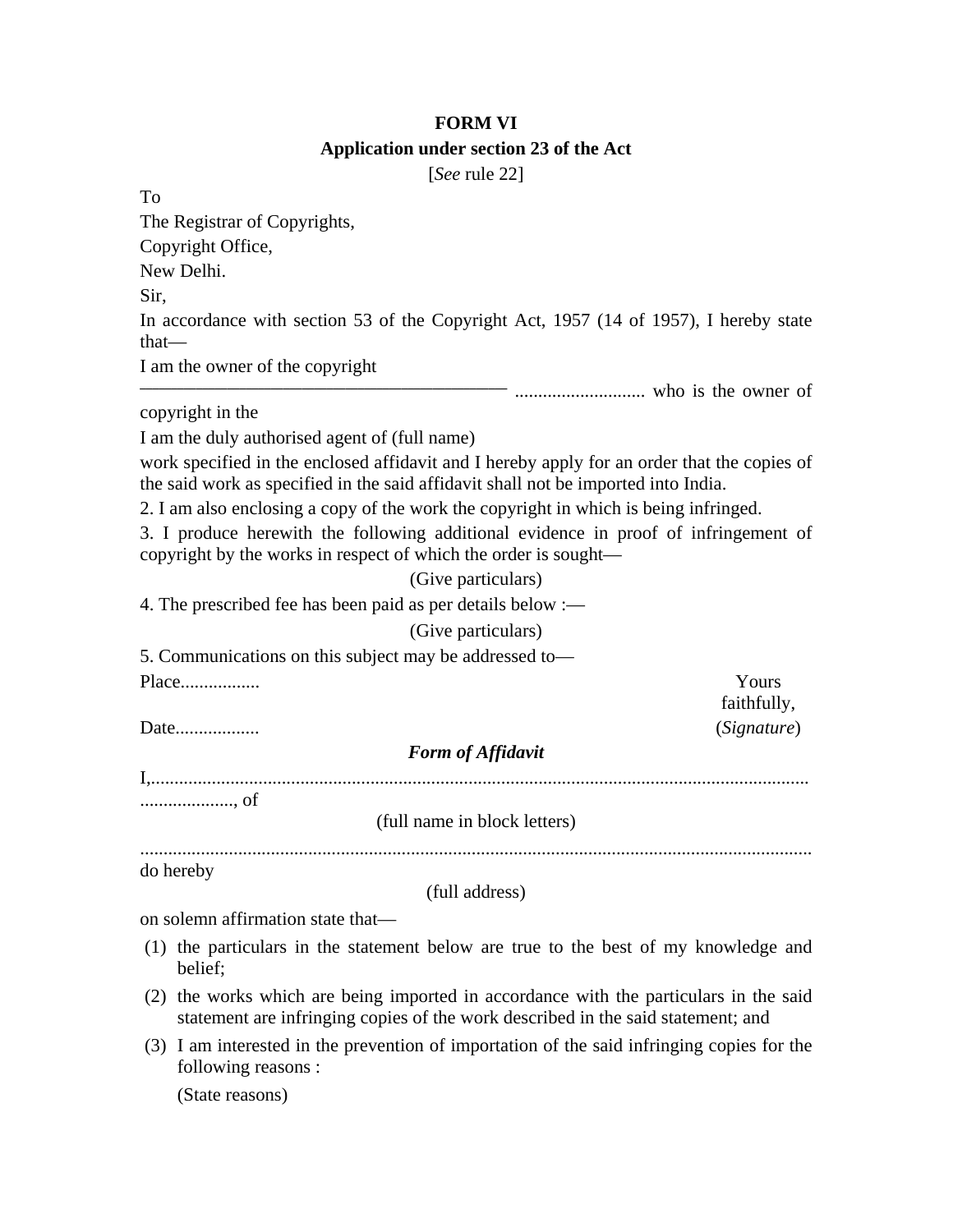**FORM VI**

**Application under section 23 of the Act**

[*See* rule 22]

To

The Registrar of Copyrights,

Copyright Office,

New Delhi.

Sir,

In accordance with section 53 of the Copyright Act, 1957 (14 of 1957), I hereby state that—

I am the owner of the copyright

—————————————————————— ............................ who is the owner of copyright in the

I am the duly authorised agent of (full name)

work specified in the enclosed affidavit and I hereby apply for an order that the copies of the said work as specified in the said affidavit shall not be imported into India.

2. I am also enclosing a copy of the work the copyright in which is being infringed.

3. I produce herewith the following additional evidence in proof of infringement of copyright by the works in respect of which the order is sought—

(Give particulars)

4. The prescribed fee has been paid as per details below :—

(Give particulars)

5. Communications on this subject may be addressed to—

Place.................

Yours faithfully,

Date..................

(*Signature*)

***Form of Affidavit***

I,................................................................................................................................................................., of

(full name in block letters)

.............................................................................................................................................. do hereby

(full address)

on solemn affirmation state that—

(1) the particulars in the statement below are true to the best of my knowledge and belief;

(2) the works which are being imported in accordance with the particulars in the said statement are infringing copies of the work described in the said statement; and

(3) I am interested in the prevention of importation of the said infringing copies for the following reasons :

(State reasons)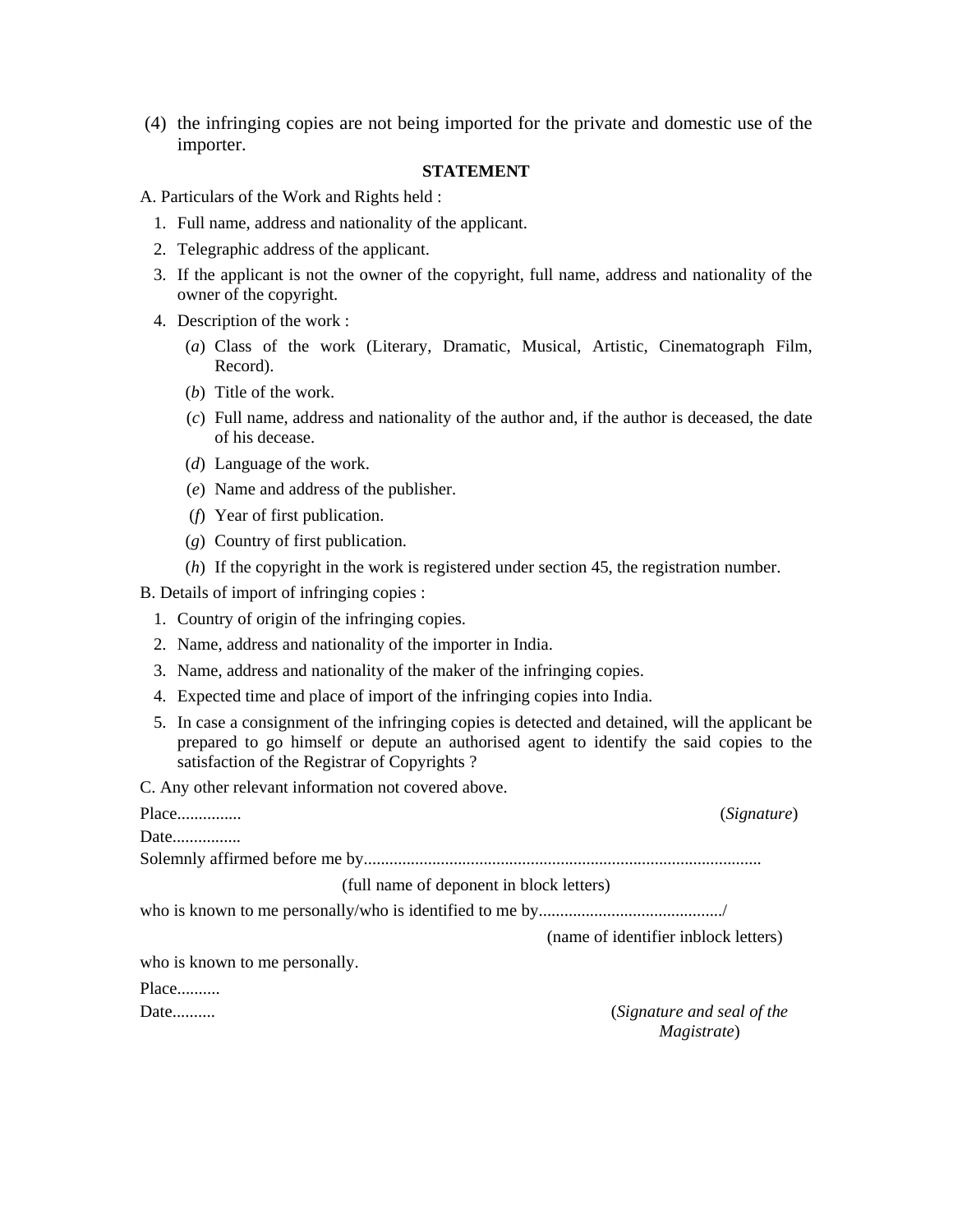(4) the infringing copies are not being imported for the private and domestic use of the importer.

**STATEMENT**

A. Particulars of the Work and Rights held :

1. Full name, address and nationality of the applicant.
2. Telegraphic address of the applicant.
3. If the applicant is not the owner of the copyright, full name, address and nationality of the owner of the copyright.
4. Description of the work :
   - (*a*) Class of the work (Literary, Dramatic, Musical, Artistic, Cinematograph Film, Record).
   - (*b*) Title of the work.
   - (*c*) Full name, address and nationality of the author and, if the author is deceased, the date of his decease.
   - (*d*) Language of the work.
   - (*e*) Name and address of the publisher.
   - (*f*) Year of first publication.
   - (*g*) Country of first publication.
   - (*h*) If the copyright in the work is registered under section 45, the registration number.

B. Details of import of infringing copies :

1. Country of origin of the infringing copies.
2. Name, address and nationality of the importer in India.
3. Name, address and nationality of the maker of the infringing copies.
4. Expected time and place of import of the infringing copies into India.
5. In case a consignment of the infringing copies is detected and detained, will the applicant be prepared to go himself or depute an authorised agent to identify the said copies to the satisfaction of the Registrar of Copyrights ?

C. Any other relevant information not covered above.

Place............... (*Signature*)

Date................

Solemnly affirmed before me by............................................................................................

(full name of deponent in block letters)

who is known to me personally/who is identified to me by........................................../

(name of identifier inblock letters)

who is known to me personally.

Place..........

Date.......... (*Signature and seal of the Magistrate*)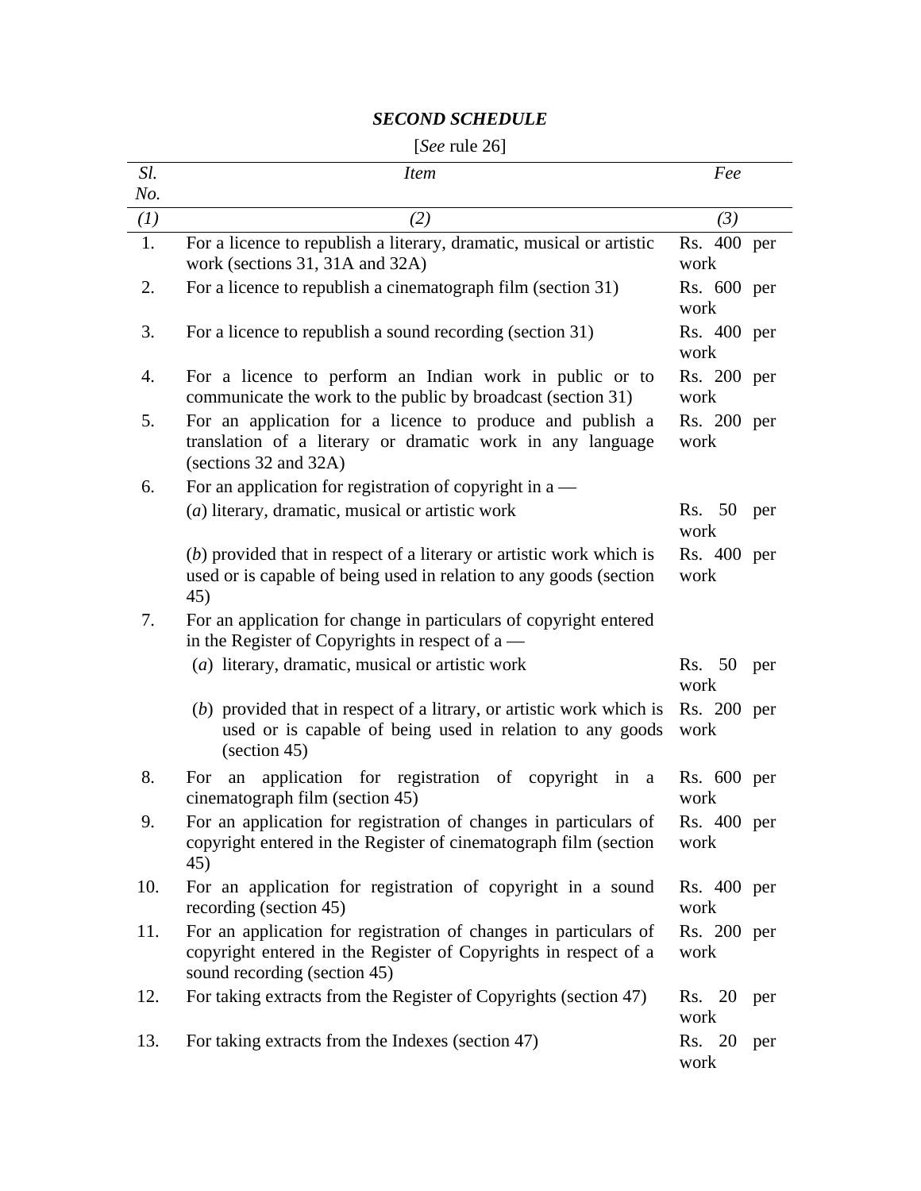## *SECOND SCHEDULE*

[*See* rule 26]

| *Sl. No.* | *Item* | *Fee* |
|---|---|---|
| *(1)* | *(2)* | *(3)* |
| 1. | For a licence to republish a literary, dramatic, musical or artistic work (sections 31, 31A and 32A) | Rs. 400 per work |
| 2. | For a licence to republish a cinematograph film (section 31) | Rs. 600 per work |
| 3. | For a licence to republish a sound recording (section 31) | Rs. 400 per work |
| 4. | For a licence to perform an Indian work in public or to communicate the work to the public by broadcast (section 31) | Rs. 200 per work |
| 5. | For an application for a licence to produce and publish a translation of a literary or dramatic work in any language (sections 32 and 32A) | Rs. 200 per work |
| 6. | For an application for registration of copyright in a — | |
| | (*a*) literary, dramatic, musical or artistic work | Rs. 50 per work |
| | (*b*) provided that in respect of a literary or artistic work which is used or is capable of being used in relation to any goods (section 45) | Rs. 400 per work |
| 7. | For an application for change in particulars of copyright entered in the Register of Copyrights in respect of a — | |
| | (*a*) literary, dramatic, musical or artistic work | Rs. 50 per work |
| | (*b*) provided that in respect of a litrary, or artistic work which is used or is capable of being used in relation to any goods (section 45) | Rs. 200 per work |
| 8. | For an application for registration of copyright in a cinematograph film (section 45) | Rs. 600 per work |
| 9. | For an application for registration of changes in particulars of copyright entered in the Register of cinematograph film (section 45) | Rs. 400 per work |
| 10. | For an application for registration of copyright in a sound recording (section 45) | Rs. 400 per work |
| 11. | For an application for registration of changes in particulars of copyright entered in the Register of Copyrights in respect of a sound recording (section 45) | Rs. 200 per work |
| 12. | For taking extracts from the Register of Copyrights (section 47) | Rs. 20 per work |
| 13. | For taking extracts from the Indexes (section 47) | Rs. 20 per work |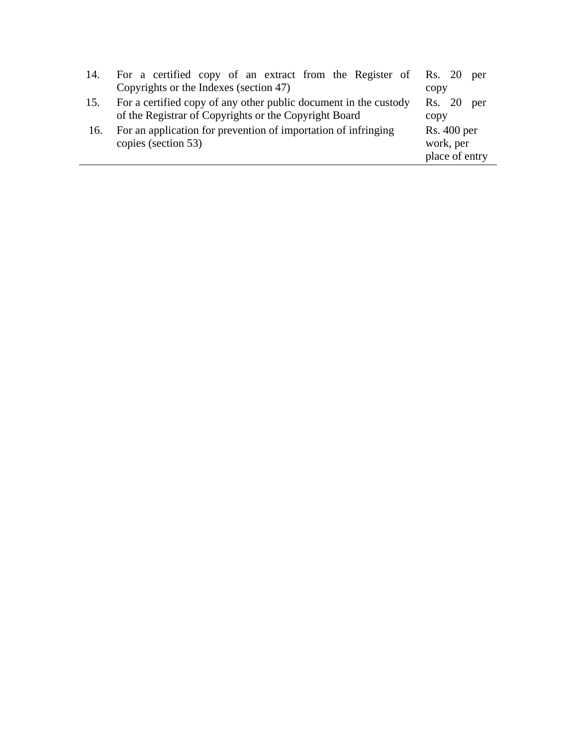| | | |
|---|---|---|
| 14. | For a certified copy of an extract from the Register of Copyrights or the Indexes (section 47) | Rs. 20 per copy |
| 15. | For a certified copy of any other public document in the custody of the Registrar of Copyrights or the Copyright Board | Rs. 20 per copy |
| 16. | For an application for prevention of importation of infringing copies (section 53) | Rs. 400 per work, per place of entry |